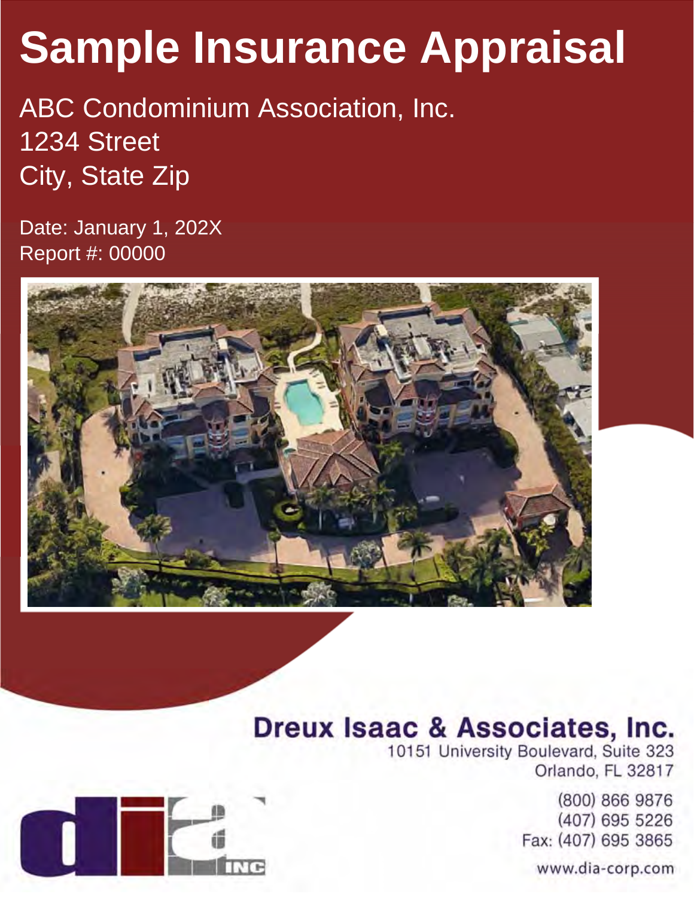# Sample Insurance Appraisal

ABC Condominium Association, Inc.
1234 Street
City, State Zip

Date: January 1, 202X
Report #: 00000

**Dreux Isaac & Associates, Inc.**
10151 University Boulevard, Suite 323
Orlando, FL 32817

(800) 866 9876
(407) 695 5226
Fax: (407) 695 3865

www.dia-corp.com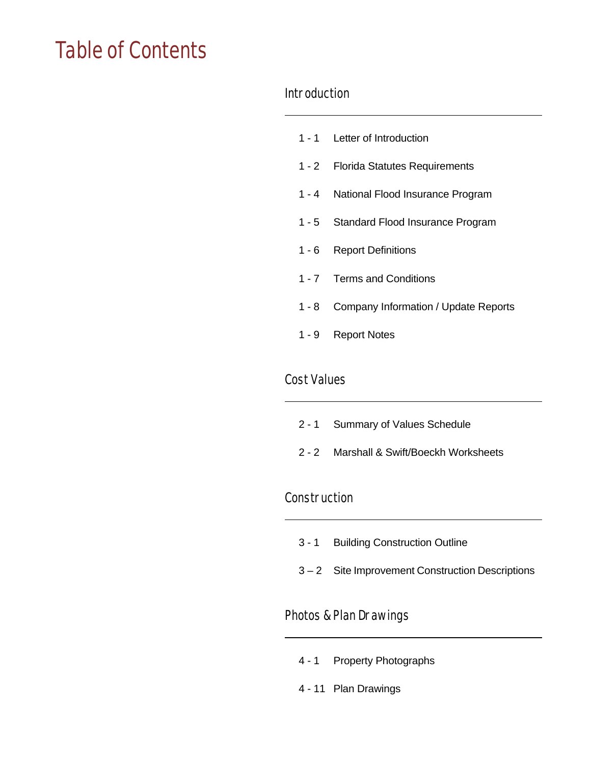# Table of Contents

## Introduction

| | |
|---|---|
| 1 - 1 | Letter of Introduction |
| 1 - 2 | Florida Statutes Requirements |
| 1 - 4 | National Flood Insurance Program |
| 1 - 5 | Standard Flood Insurance Program |
| 1 - 6 | Report Definitions |
| 1 - 7 | Terms and Conditions |
| 1 - 8 | Company Information / Update Reports |
| 1 - 9 | Report Notes |

## Cost Values

| | |
|---|---|
| 2 - 1 | Summary of Values Schedule |
| 2 - 2 | Marshall & Swift/Boeckh Worksheets |

## Construction

| | |
|---|---|
| 3 - 1 | Building Construction Outline |
| 3 – 2 | Site Improvement Construction Descriptions |

## Photos & Plan Drawings

| | |
|---|---|
| 4 - 1 | Property Photographs |
| 4 - 11 | Plan Drawings |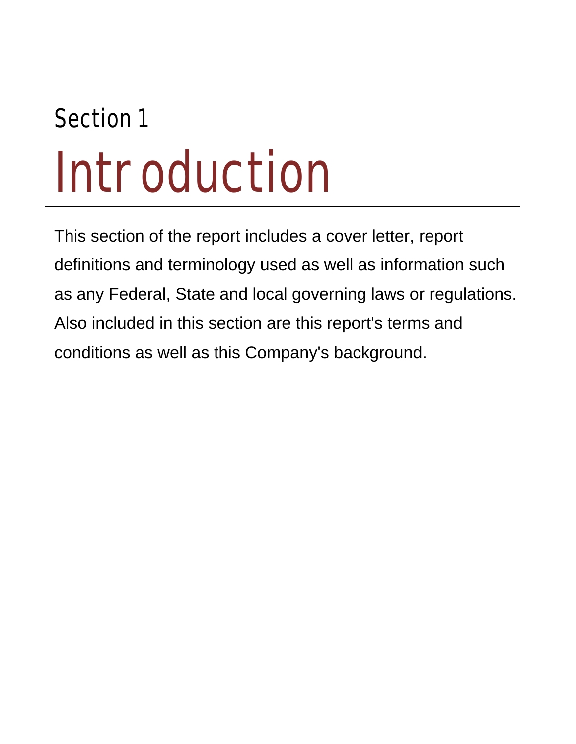Section 1

# Introduction

This section of the report includes a cover letter, report definitions and terminology used as well as information such as any Federal, State and local governing laws or regulations. Also included in this section are this report's terms and conditions as well as this Company's background.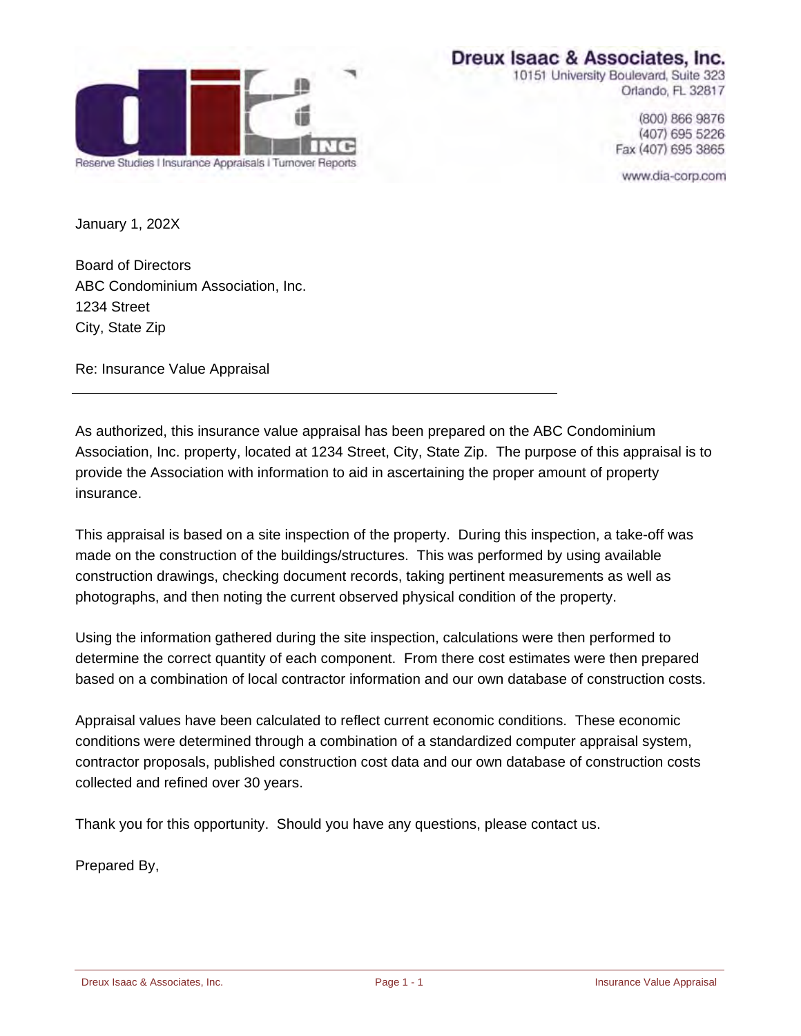**Dreux Isaac & Associates, Inc.**
10151 University Boulevard, Suite 323
Orlando, FL 32817

(800) 866 9876
(407) 695 5226
Fax (407) 695 3865

www.dia-corp.com

Reserve Studies | Insurance Appraisals | Turnover Reports

January 1, 202X

Board of Directors
ABC Condominium Association, Inc.
1234 Street
City, State Zip

Re: Insurance Value Appraisal

---

As authorized, this insurance value appraisal has been prepared on the ABC Condominium Association, Inc. property, located at 1234 Street, City, State Zip. The purpose of this appraisal is to provide the Association with information to aid in ascertaining the proper amount of property insurance.

This appraisal is based on a site inspection of the property. During this inspection, a take-off was made on the construction of the buildings/structures. This was performed by using available construction drawings, checking document records, taking pertinent measurements as well as photographs, and then noting the current observed physical condition of the property.

Using the information gathered during the site inspection, calculations were then performed to determine the correct quantity of each component. From there cost estimates were then prepared based on a combination of local contractor information and our own database of construction costs.

Appraisal values have been calculated to reflect current economic conditions. These economic conditions were determined through a combination of a standardized computer appraisal system, contractor proposals, published construction cost data and our own database of construction costs collected and refined over 30 years.

Thank you for this opportunity. Should you have any questions, please contact us.

Prepared By,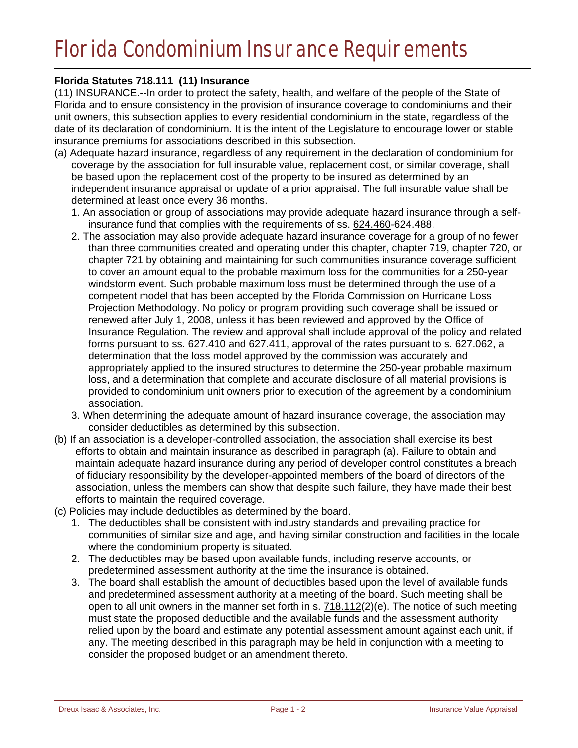# Florida Condominium Insurance Requirements

**Florida Statutes 718.111 (11) Insurance**

(11) INSURANCE.--In order to protect the safety, health, and welfare of the people of the State of Florida and to ensure consistency in the provision of insurance coverage to condominiums and their unit owners, this subsection applies to every residential condominium in the state, regardless of the date of its declaration of condominium. It is the intent of the Legislature to encourage lower or stable insurance premiums for associations described in this subsection.

(a) Adequate hazard insurance, regardless of any requirement in the declaration of condominium for coverage by the association for full insurable value, replacement cost, or similar coverage, shall be based upon the replacement cost of the property to be insured as determined by an independent insurance appraisal or update of a prior appraisal. The full insurable value shall be determined at least once every 36 months.

1. An association or group of associations may provide adequate hazard insurance through a self-insurance fund that complies with the requirements of ss. 624.460-624.488.
2. The association may also provide adequate hazard insurance coverage for a group of no fewer than three communities created and operating under this chapter, chapter 719, chapter 720, or chapter 721 by obtaining and maintaining for such communities insurance coverage sufficient to cover an amount equal to the probable maximum loss for the communities for a 250-year windstorm event. Such probable maximum loss must be determined through the use of a competent model that has been accepted by the Florida Commission on Hurricane Loss Projection Methodology. No policy or program providing such coverage shall be issued or renewed after July 1, 2008, unless it has been reviewed and approved by the Office of Insurance Regulation. The review and approval shall include approval of the policy and related forms pursuant to ss. 627.410 and 627.411, approval of the rates pursuant to s. 627.062, a determination that the loss model approved by the commission was accurately and appropriately applied to the insured structures to determine the 250-year probable maximum loss, and a determination that complete and accurate disclosure of all material provisions is provided to condominium unit owners prior to execution of the agreement by a condominium association.
3. When determining the adequate amount of hazard insurance coverage, the association may consider deductibles as determined by this subsection.

(b) If an association is a developer-controlled association, the association shall exercise its best efforts to obtain and maintain insurance as described in paragraph (a). Failure to obtain and maintain adequate hazard insurance during any period of developer control constitutes a breach of fiduciary responsibility by the developer-appointed members of the board of directors of the association, unless the members can show that despite such failure, they have made their best efforts to maintain the required coverage.

(c) Policies may include deductibles as determined by the board.

1. The deductibles shall be consistent with industry standards and prevailing practice for communities of similar size and age, and having similar construction and facilities in the locale where the condominium property is situated.
2. The deductibles may be based upon available funds, including reserve accounts, or predetermined assessment authority at the time the insurance is obtained.
3. The board shall establish the amount of deductibles based upon the level of available funds and predetermined assessment authority at a meeting of the board. Such meeting shall be open to all unit owners in the manner set forth in s. 718.112(2)(e). The notice of such meeting must state the proposed deductible and the available funds and the assessment authority relied upon by the board and estimate any potential assessment amount against each unit, if any. The meeting described in this paragraph may be held in conjunction with a meeting to consider the proposed budget or an amendment thereto.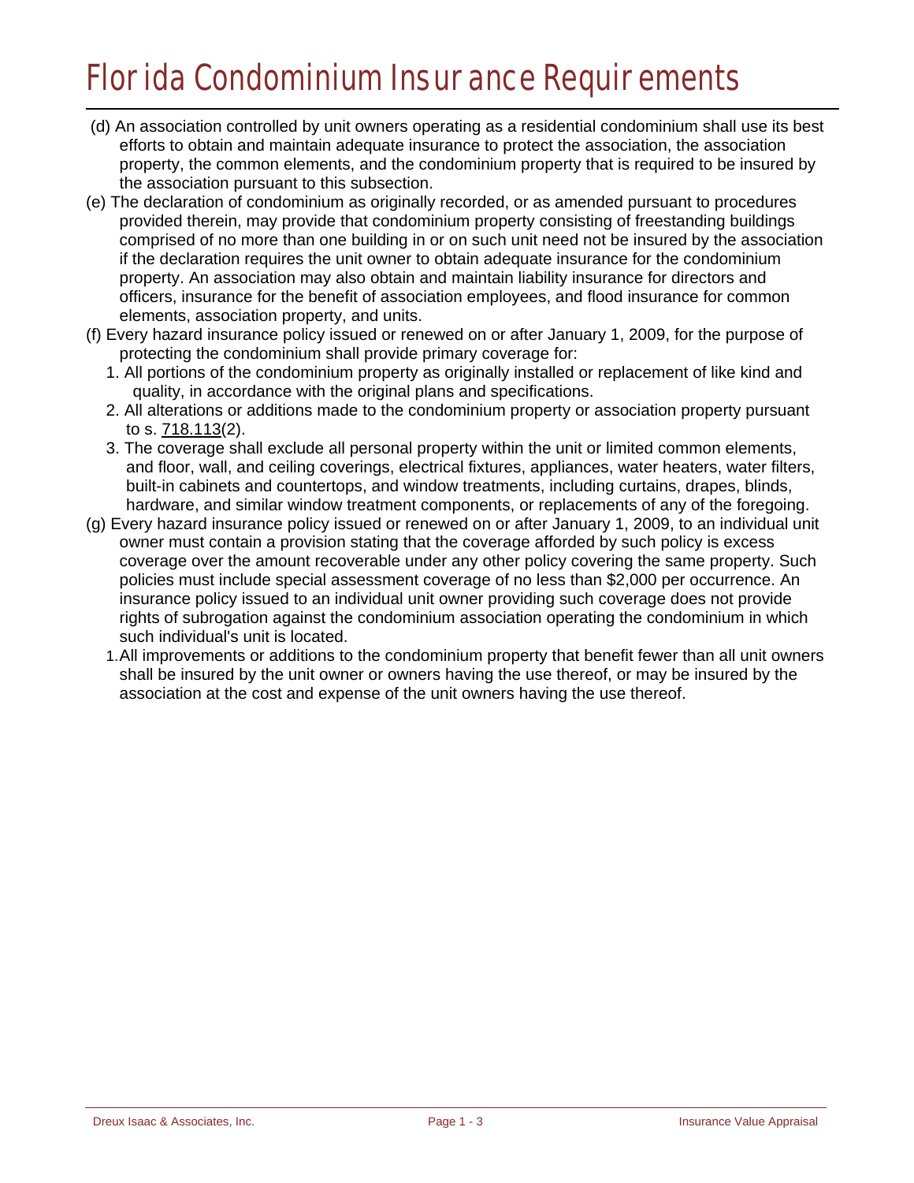# Florida Condominium Insurance Requirements

(d) An association controlled by unit owners operating as a residential condominium shall use its best efforts to obtain and maintain adequate insurance to protect the association, the association property, the common elements, and the condominium property that is required to be insured by the association pursuant to this subsection.

(e) The declaration of condominium as originally recorded, or as amended pursuant to procedures provided therein, may provide that condominium property consisting of freestanding buildings comprised of no more than one building in or on such unit need not be insured by the association if the declaration requires the unit owner to obtain adequate insurance for the condominium property. An association may also obtain and maintain liability insurance for directors and officers, insurance for the benefit of association employees, and flood insurance for common elements, association property, and units.

(f) Every hazard insurance policy issued or renewed on or after January 1, 2009, for the purpose of protecting the condominium shall provide primary coverage for:

1. All portions of the condominium property as originally installed or replacement of like kind and quality, in accordance with the original plans and specifications.
2. All alterations or additions made to the condominium property or association property pursuant to s. 718.113(2).
3. The coverage shall exclude all personal property within the unit or limited common elements, and floor, wall, and ceiling coverings, electrical fixtures, appliances, water heaters, water filters, built-in cabinets and countertops, and window treatments, including curtains, drapes, blinds, hardware, and similar window treatment components, or replacements of any of the foregoing.

(g) Every hazard insurance policy issued or renewed on or after January 1, 2009, to an individual unit owner must contain a provision stating that the coverage afforded by such policy is excess coverage over the amount recoverable under any other policy covering the same property. Such policies must include special assessment coverage of no less than $2,000 per occurrence. An insurance policy issued to an individual unit owner providing such coverage does not provide rights of subrogation against the condominium association operating the condominium in which such individual's unit is located.

1. All improvements or additions to the condominium property that benefit fewer than all unit owners shall be insured by the unit owner or owners having the use thereof, or may be insured by the association at the cost and expense of the unit owners having the use thereof.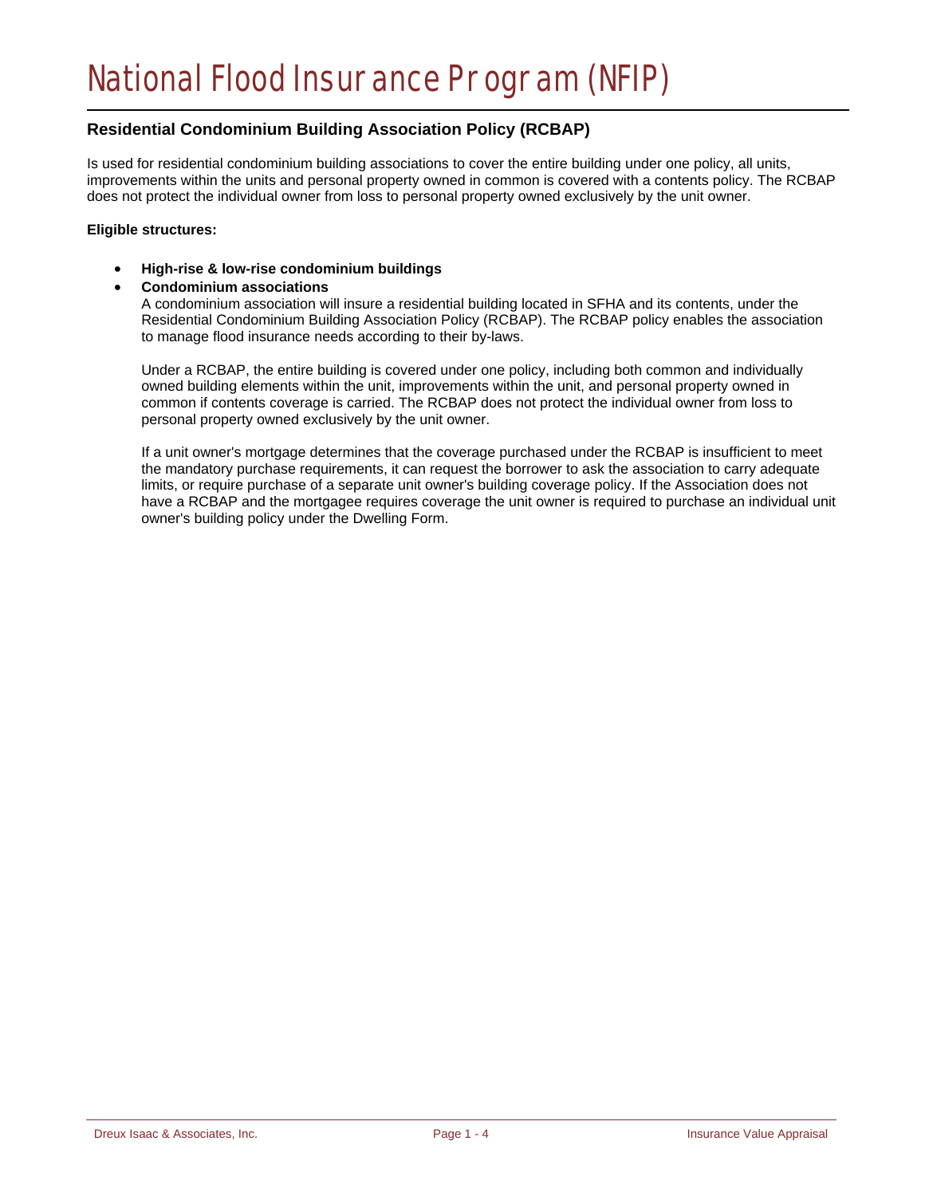# National Flood Insurance Program (NFIP)

## Residential Condominium Building Association Policy (RCBAP)

Is used for residential condominium building associations to cover the entire building under one policy, all units, improvements within the units and personal property owned in common is covered with a contents policy. The RCBAP does not protect the individual owner from loss to personal property owned exclusively by the unit owner.

**Eligible structures:**

- **High-rise & low-rise condominium buildings**
- **Condominium associations**

  A condominium association will insure a residential building located in SFHA and its contents, under the Residential Condominium Building Association Policy (RCBAP). The RCBAP policy enables the association to manage flood insurance needs according to their by-laws.

  Under a RCBAP, the entire building is covered under one policy, including both common and individually owned building elements within the unit, improvements within the unit, and personal property owned in common if contents coverage is carried. The RCBAP does not protect the individual owner from loss to personal property owned exclusively by the unit owner.

  If a unit owner's mortgage determines that the coverage purchased under the RCBAP is insufficient to meet the mandatory purchase requirements, it can request the borrower to ask the association to carry adequate limits, or require purchase of a separate unit owner's building coverage policy. If the Association does not have a RCBAP and the mortgagee requires coverage the unit owner is required to purchase an individual unit owner's building policy under the Dwelling Form.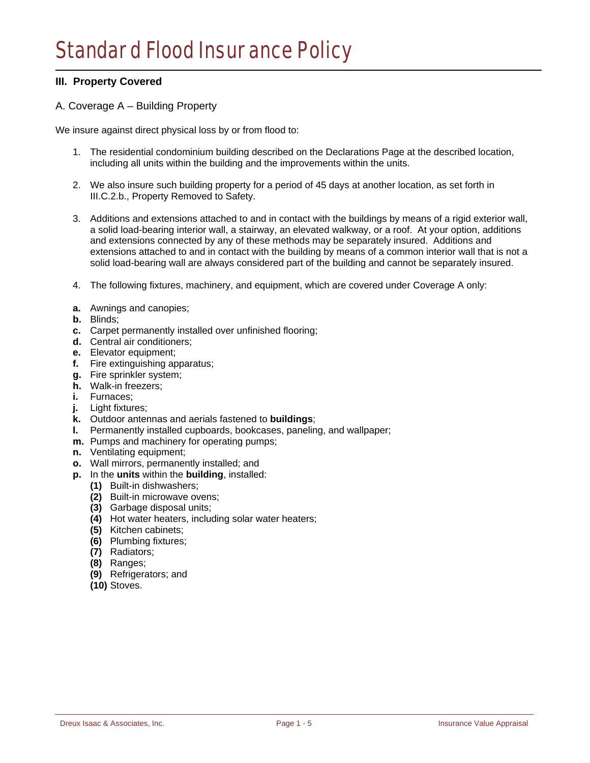# Standard Flood Insurance Policy

### III. Property Covered

A. Coverage A – Building Property

We insure against direct physical loss by or from flood to:

1. The residential condominium building described on the Declarations Page at the described location, including all units within the building and the improvements within the units.

2. We also insure such building property for a period of 45 days at another location, as set forth in III.C.2.b., Property Removed to Safety.

3. Additions and extensions attached to and in contact with the buildings by means of a rigid exterior wall, a solid load-bearing interior wall, a stairway, an elevated walkway, or a roof. At your option, additions and extensions connected by any of these methods may be separately insured. Additions and extensions attached to and in contact with the building by means of a common interior wall that is not a solid load-bearing wall are always considered part of the building and cannot be separately insured.

4. The following fixtures, machinery, and equipment, which are covered under Coverage A only:

**a.** Awnings and canopies;
**b.** Blinds;
**c.** Carpet permanently installed over unfinished flooring;
**d.** Central air conditioners;
**e.** Elevator equipment;
**f.** Fire extinguishing apparatus;
**g.** Fire sprinkler system;
**h.** Walk-in freezers;
**i.** Furnaces;
**j.** Light fixtures;
**k.** Outdoor antennas and aerials fastened to **buildings**;
**l.** Permanently installed cupboards, bookcases, paneling, and wallpaper;
**m.** Pumps and machinery for operating pumps;
**n.** Ventilating equipment;
**o.** Wall mirrors, permanently installed; and
**p.** In the **units** within the **building**, installed:
  **(1)** Built-in dishwashers;
  **(2)** Built-in microwave ovens;
  **(3)** Garbage disposal units;
  **(4)** Hot water heaters, including solar water heaters;
  **(5)** Kitchen cabinets;
  **(6)** Plumbing fixtures;
  **(7)** Radiators;
  **(8)** Ranges;
  **(9)** Refrigerators; and
  **(10)** Stoves.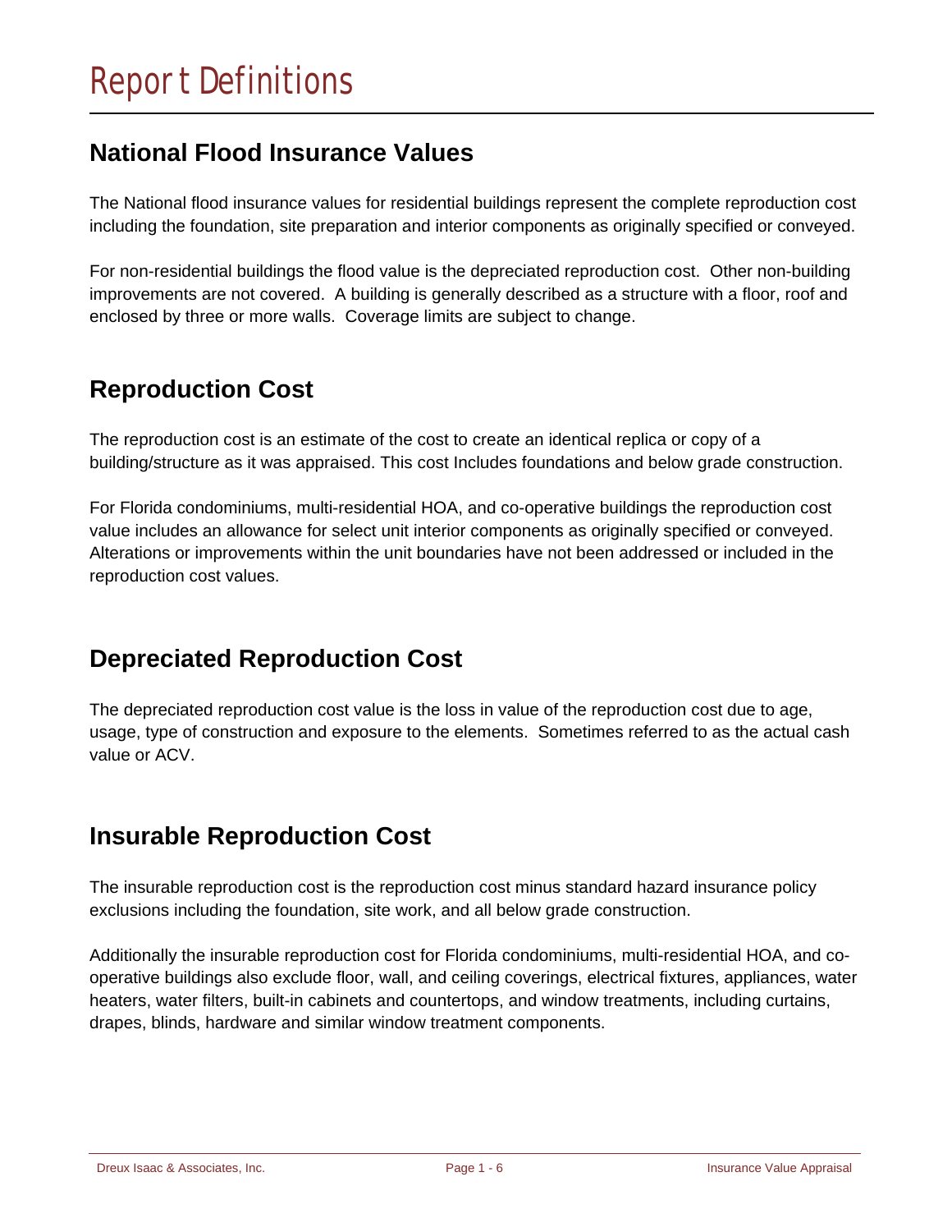# Report Definitions

## National Flood Insurance Values

The National flood insurance values for residential buildings represent the complete reproduction cost including the foundation, site preparation and interior components as originally specified or conveyed.

For non-residential buildings the flood value is the depreciated reproduction cost. Other non-building improvements are not covered. A building is generally described as a structure with a floor, roof and enclosed by three or more walls. Coverage limits are subject to change.

## Reproduction Cost

The reproduction cost is an estimate of the cost to create an identical replica or copy of a building/structure as it was appraised. This cost Includes foundations and below grade construction.

For Florida condominiums, multi-residential HOA, and co-operative buildings the reproduction cost value includes an allowance for select unit interior components as originally specified or conveyed. Alterations or improvements within the unit boundaries have not been addressed or included in the reproduction cost values.

## Depreciated Reproduction Cost

The depreciated reproduction cost value is the loss in value of the reproduction cost due to age, usage, type of construction and exposure to the elements. Sometimes referred to as the actual cash value or ACV.

## Insurable Reproduction Cost

The insurable reproduction cost is the reproduction cost minus standard hazard insurance policy exclusions including the foundation, site work, and all below grade construction.

Additionally the insurable reproduction cost for Florida condominiums, multi-residential HOA, and co-operative buildings also exclude floor, wall, and ceiling coverings, electrical fixtures, appliances, water heaters, water filters, built-in cabinets and countertops, and window treatments, including curtains, drapes, blinds, hardware and similar window treatment components.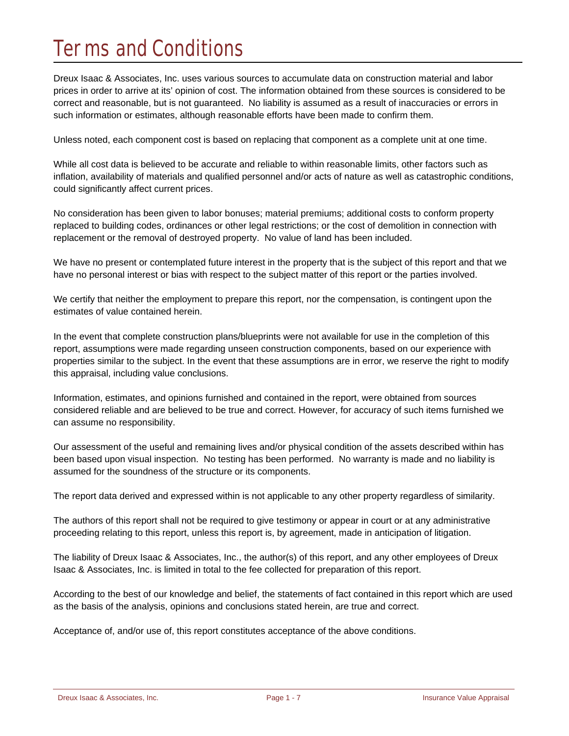# Terms and Conditions

Dreux Isaac & Associates, Inc. uses various sources to accumulate data on construction material and labor prices in order to arrive at its' opinion of cost. The information obtained from these sources is considered to be correct and reasonable, but is not guaranteed. No liability is assumed as a result of inaccuracies or errors in such information or estimates, although reasonable efforts have been made to confirm them.

Unless noted, each component cost is based on replacing that component as a complete unit at one time.

While all cost data is believed to be accurate and reliable to within reasonable limits, other factors such as inflation, availability of materials and qualified personnel and/or acts of nature as well as catastrophic conditions, could significantly affect current prices.

No consideration has been given to labor bonuses; material premiums; additional costs to conform property replaced to building codes, ordinances or other legal restrictions; or the cost of demolition in connection with replacement or the removal of destroyed property. No value of land has been included.

We have no present or contemplated future interest in the property that is the subject of this report and that we have no personal interest or bias with respect to the subject matter of this report or the parties involved.

We certify that neither the employment to prepare this report, nor the compensation, is contingent upon the estimates of value contained herein.

In the event that complete construction plans/blueprints were not available for use in the completion of this report, assumptions were made regarding unseen construction components, based on our experience with properties similar to the subject. In the event that these assumptions are in error, we reserve the right to modify this appraisal, including value conclusions.

Information, estimates, and opinions furnished and contained in the report, were obtained from sources considered reliable and are believed to be true and correct. However, for accuracy of such items furnished we can assume no responsibility.

Our assessment of the useful and remaining lives and/or physical condition of the assets described within has been based upon visual inspection. No testing has been performed. No warranty is made and no liability is assumed for the soundness of the structure or its components.

The report data derived and expressed within is not applicable to any other property regardless of similarity.

The authors of this report shall not be required to give testimony or appear in court or at any administrative proceeding relating to this report, unless this report is, by agreement, made in anticipation of litigation.

The liability of Dreux Isaac & Associates, Inc., the author(s) of this report, and any other employees of Dreux Isaac & Associates, Inc. is limited in total to the fee collected for preparation of this report.

According to the best of our knowledge and belief, the statements of fact contained in this report which are used as the basis of the analysis, opinions and conclusions stated herein, are true and correct.

Acceptance of, and/or use of, this report constitutes acceptance of the above conditions.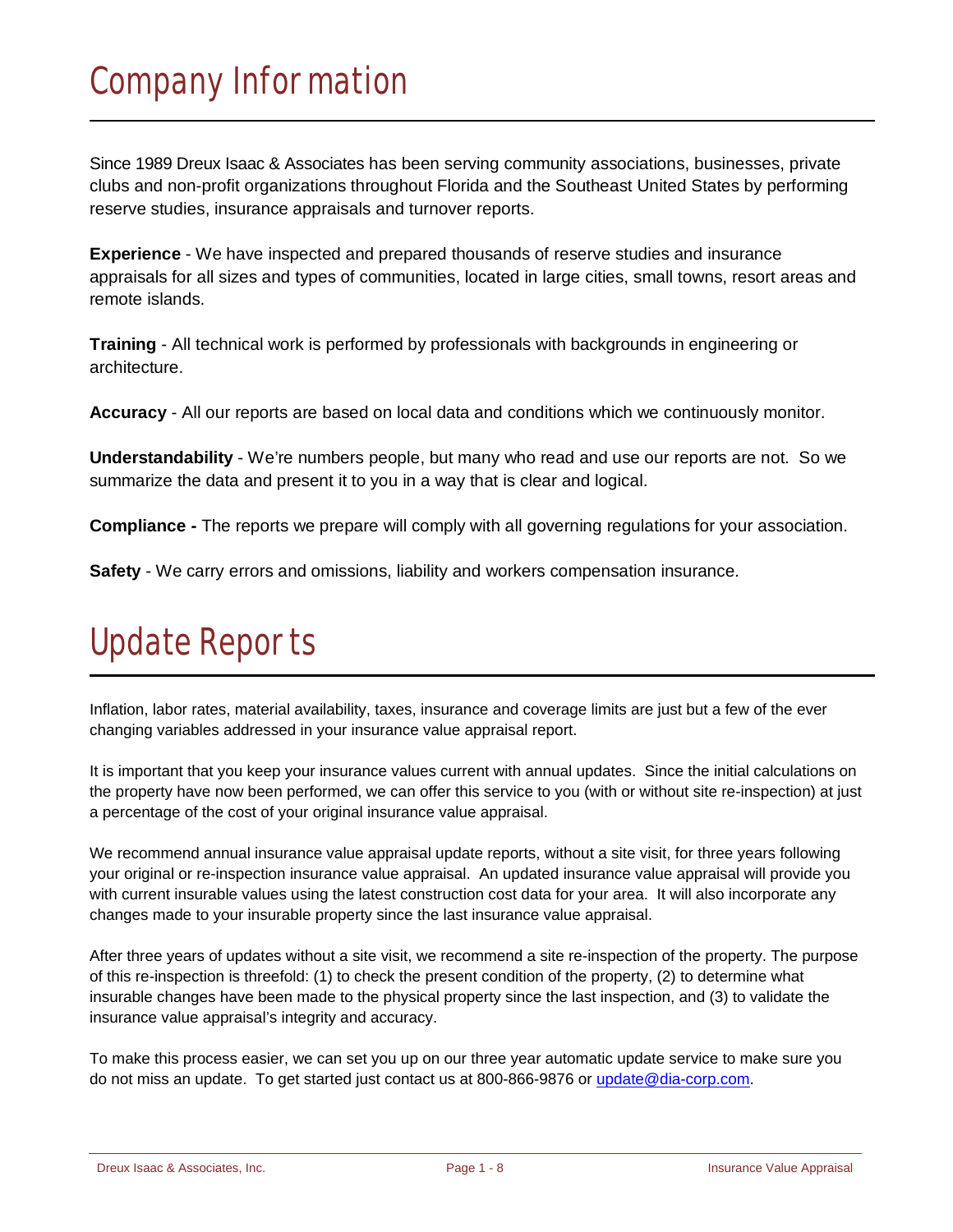# Company Information

Since 1989 Dreux Isaac & Associates has been serving community associations, businesses, private clubs and non-profit organizations throughout Florida and the Southeast United States by performing reserve studies, insurance appraisals and turnover reports.

**Experience** - We have inspected and prepared thousands of reserve studies and insurance appraisals for all sizes and types of communities, located in large cities, small towns, resort areas and remote islands.

**Training** - All technical work is performed by professionals with backgrounds in engineering or architecture.

**Accuracy** - All our reports are based on local data and conditions which we continuously monitor.

**Understandability** - We're numbers people, but many who read and use our reports are not. So we summarize the data and present it to you in a way that is clear and logical.

**Compliance -** The reports we prepare will comply with all governing regulations for your association.

**Safety** - We carry errors and omissions, liability and workers compensation insurance.

# Update Reports

Inflation, labor rates, material availability, taxes, insurance and coverage limits are just but a few of the ever changing variables addressed in your insurance value appraisal report.

It is important that you keep your insurance values current with annual updates. Since the initial calculations on the property have now been performed, we can offer this service to you (with or without site re-inspection) at just a percentage of the cost of your original insurance value appraisal.

We recommend annual insurance value appraisal update reports, without a site visit, for three years following your original or re-inspection insurance value appraisal. An updated insurance value appraisal will provide you with current insurable values using the latest construction cost data for your area. It will also incorporate any changes made to your insurable property since the last insurance value appraisal.

After three years of updates without a site visit, we recommend a site re-inspection of the property. The purpose of this re-inspection is threefold: (1) to check the present condition of the property, (2) to determine what insurable changes have been made to the physical property since the last inspection, and (3) to validate the insurance value appraisal's integrity and accuracy.

To make this process easier, we can set you up on our three year automatic update service to make sure you do not miss an update. To get started just contact us at 800-866-9876 or update@dia-corp.com.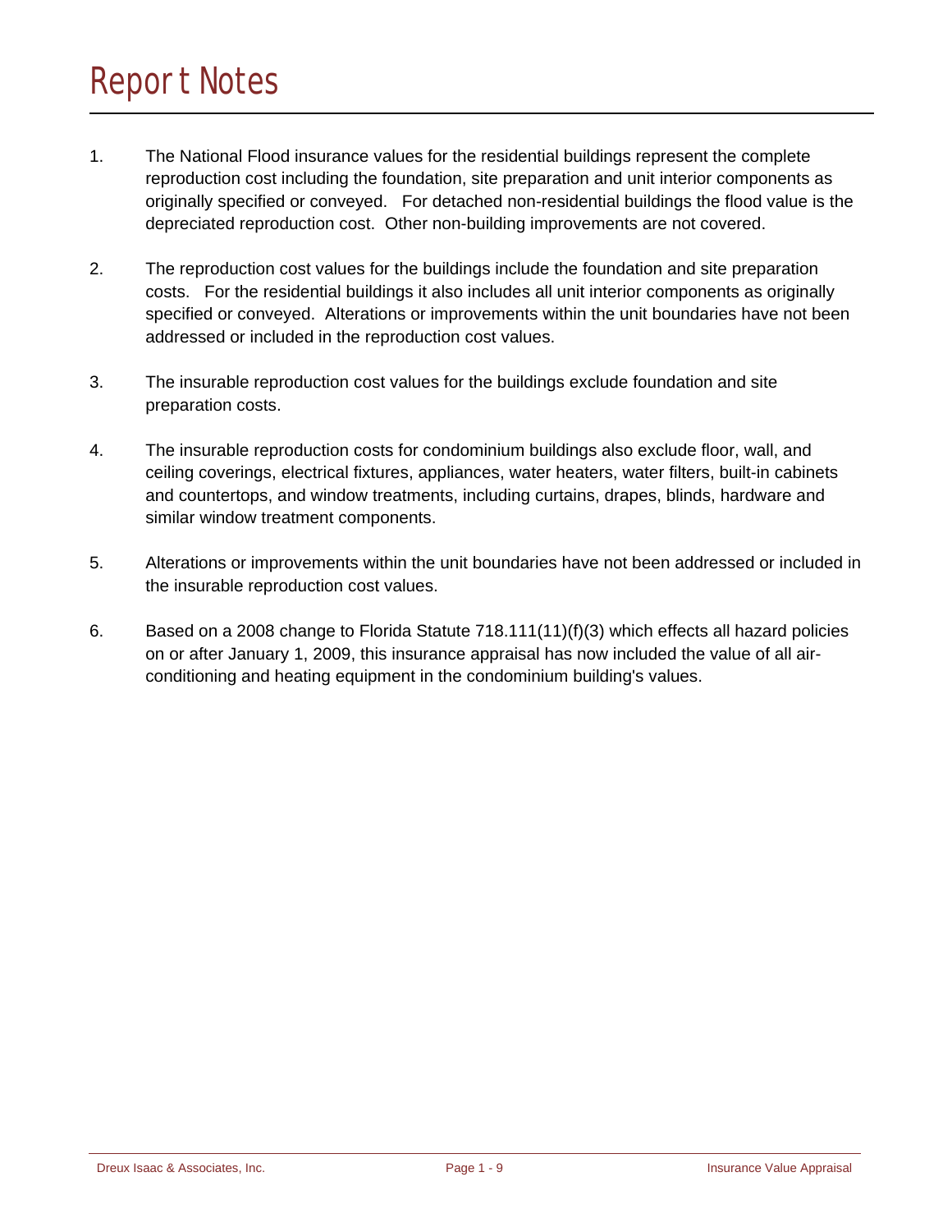# Report Notes

1. The National Flood insurance values for the residential buildings represent the complete reproduction cost including the foundation, site preparation and unit interior components as originally specified or conveyed. For detached non-residential buildings the flood value is the depreciated reproduction cost. Other non-building improvements are not covered.

2. The reproduction cost values for the buildings include the foundation and site preparation costs. For the residential buildings it also includes all unit interior components as originally specified or conveyed. Alterations or improvements within the unit boundaries have not been addressed or included in the reproduction cost values.

3. The insurable reproduction cost values for the buildings exclude foundation and site preparation costs.

4. The insurable reproduction costs for condominium buildings also exclude floor, wall, and ceiling coverings, electrical fixtures, appliances, water heaters, water filters, built-in cabinets and countertops, and window treatments, including curtains, drapes, blinds, hardware and similar window treatment components.

5. Alterations or improvements within the unit boundaries have not been addressed or included in the insurable reproduction cost values.

6. Based on a 2008 change to Florida Statute 718.111(11)(f)(3) which effects all hazard policies on or after January 1, 2009, this insurance appraisal has now included the value of all air-conditioning and heating equipment in the condominium building's values.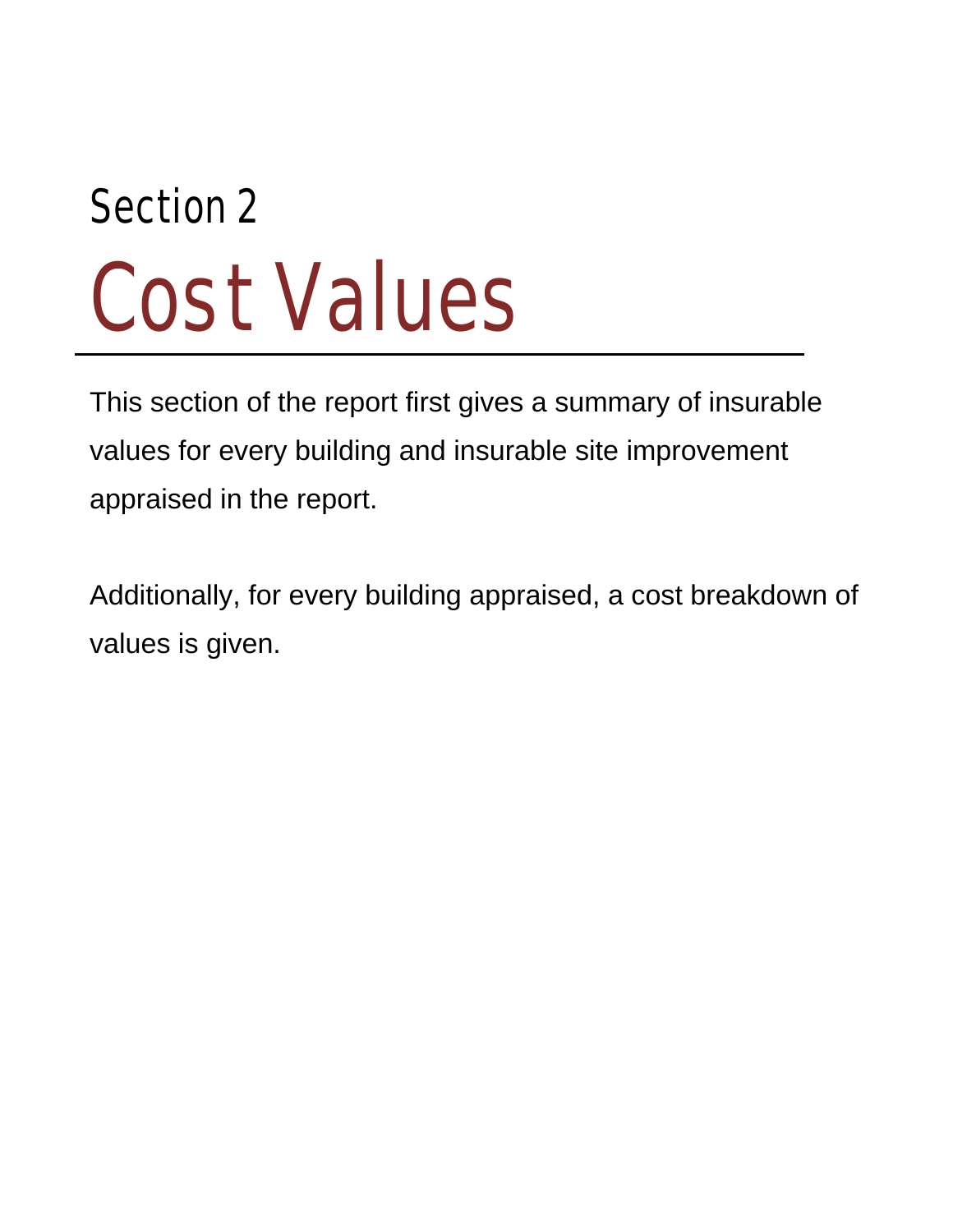# Section 2

# Cost Values

This section of the report first gives a summary of insurable values for every building and insurable site improvement appraised in the report.

Additionally, for every building appraised, a cost breakdown of values is given.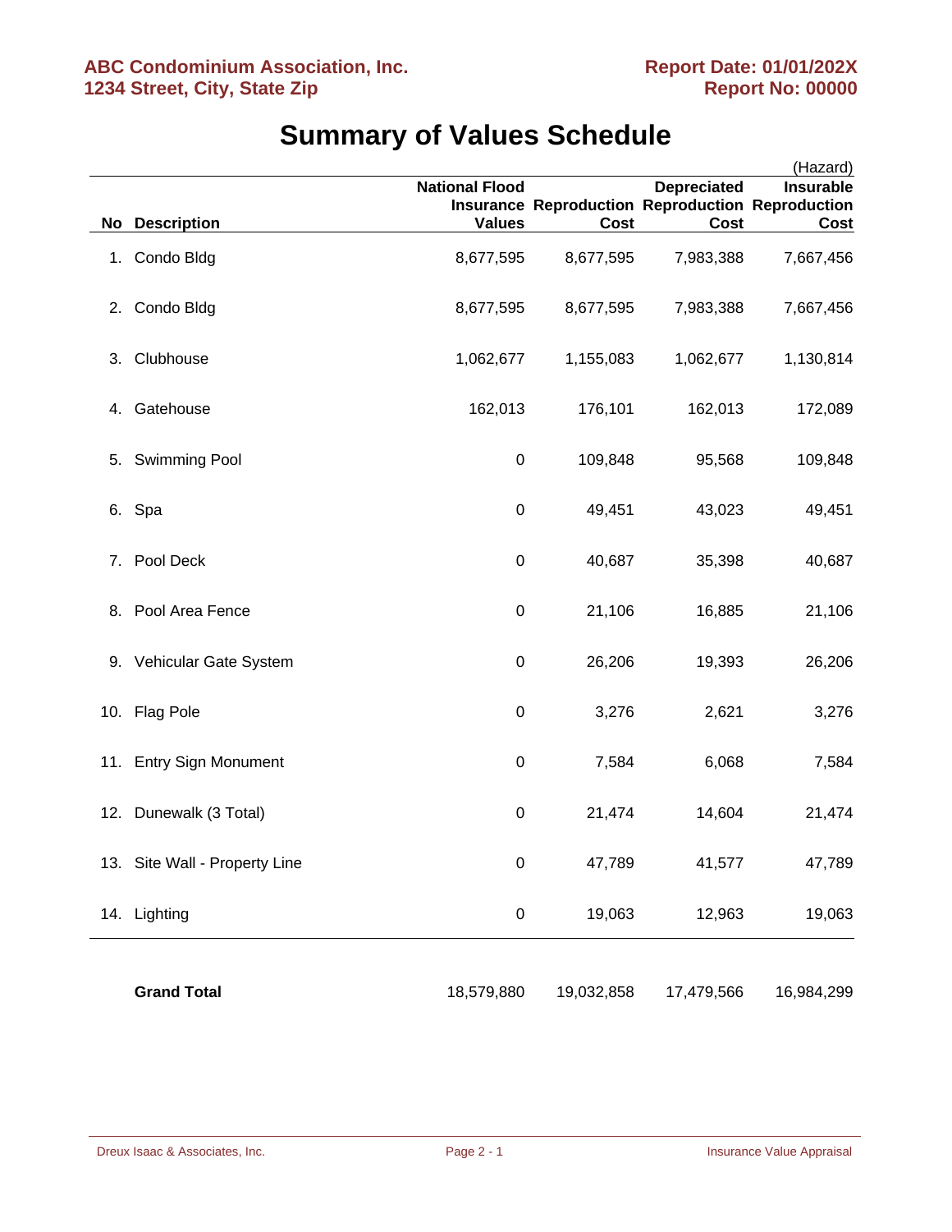ABC Condominium Association, Inc.
1234 Street, City, State Zip

Report Date: 01/01/202X
Report No: 00000

# Summary of Values Schedule

| No | Description | National Flood Insurance Values | Reproduction Cost | Depreciated Reproduction Cost | (Hazard) Insurable Reproduction Cost |
|---|---|---|---|---|---|
| 1. | Condo Bldg | 8,677,595 | 8,677,595 | 7,983,388 | 7,667,456 |
| 2. | Condo Bldg | 8,677,595 | 8,677,595 | 7,983,388 | 7,667,456 |
| 3. | Clubhouse | 1,062,677 | 1,155,083 | 1,062,677 | 1,130,814 |
| 4. | Gatehouse | 162,013 | 176,101 | 162,013 | 172,089 |
| 5. | Swimming Pool | 0 | 109,848 | 95,568 | 109,848 |
| 6. | Spa | 0 | 49,451 | 43,023 | 49,451 |
| 7. | Pool Deck | 0 | 40,687 | 35,398 | 40,687 |
| 8. | Pool Area Fence | 0 | 21,106 | 16,885 | 21,106 |
| 9. | Vehicular Gate System | 0 | 26,206 | 19,393 | 26,206 |
| 10. | Flag Pole | 0 | 3,276 | 2,621 | 3,276 |
| 11. | Entry Sign Monument | 0 | 7,584 | 6,068 | 7,584 |
| 12. | Dunewalk (3 Total) | 0 | 21,474 | 14,604 | 21,474 |
| 13. | Site Wall - Property Line | 0 | 47,789 | 41,577 | 47,789 |
| 14. | Lighting | 0 | 19,063 | 12,963 | 19,063 |
| | **Grand Total** | 18,579,880 | 19,032,858 | 17,479,566 | 16,984,299 |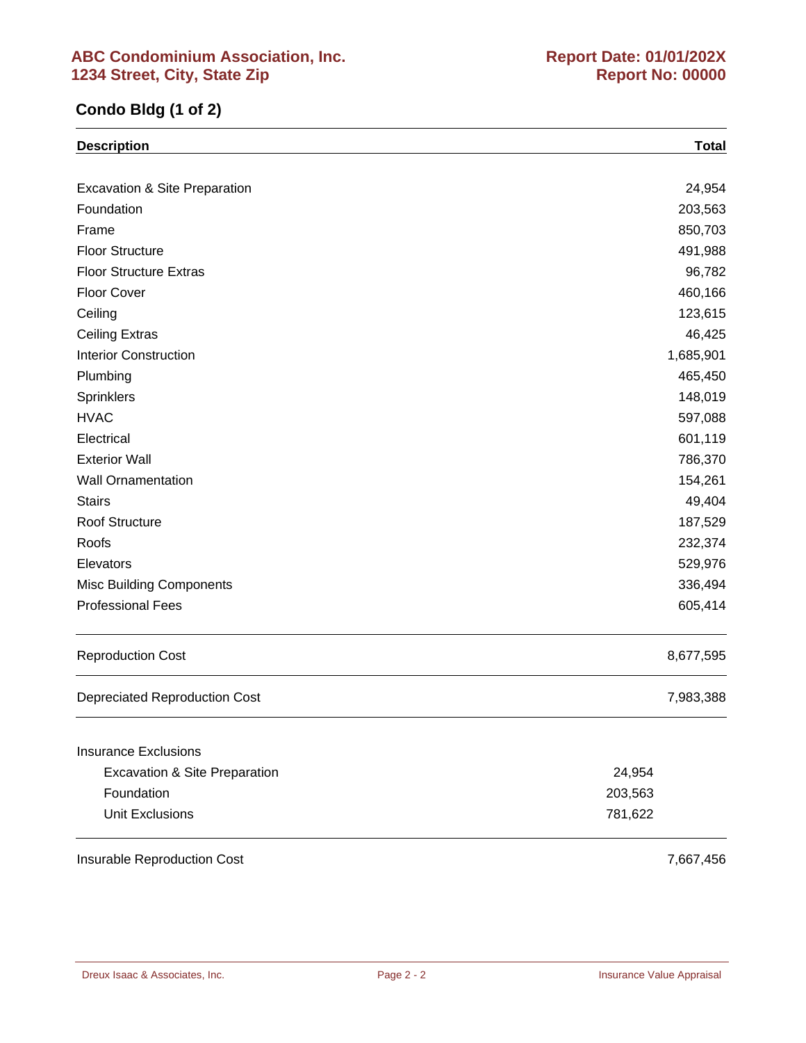## Condo Bldg (1 of 2)

| Description | | Total |
|---|---|---|
| Excavation & Site Preparation | | 24,954 |
| Foundation | | 203,563 |
| Frame | | 850,703 |
| Floor Structure | | 491,988 |
| Floor Structure Extras | | 96,782 |
| Floor Cover | | 460,166 |
| Ceiling | | 123,615 |
| Ceiling Extras | | 46,425 |
| Interior Construction | | 1,685,901 |
| Plumbing | | 465,450 |
| Sprinklers | | 148,019 |
| HVAC | | 597,088 |
| Electrical | | 601,119 |
| Exterior Wall | | 786,370 |
| Wall Ornamentation | | 154,261 |
| Stairs | | 49,404 |
| Roof Structure | | 187,529 |
| Roofs | | 232,374 |
| Elevators | | 529,976 |
| Misc Building Components | | 336,494 |
| Professional Fees | | 605,414 |
| Reproduction Cost | | 8,677,595 |
| Depreciated Reproduction Cost | | 7,983,388 |
| Insurance Exclusions | | |
| Excavation & Site Preparation | 24,954 | |
| Foundation | 203,563 | |
| Unit Exclusions | 781,622 | |
| Insurable Reproduction Cost | | 7,667,456 |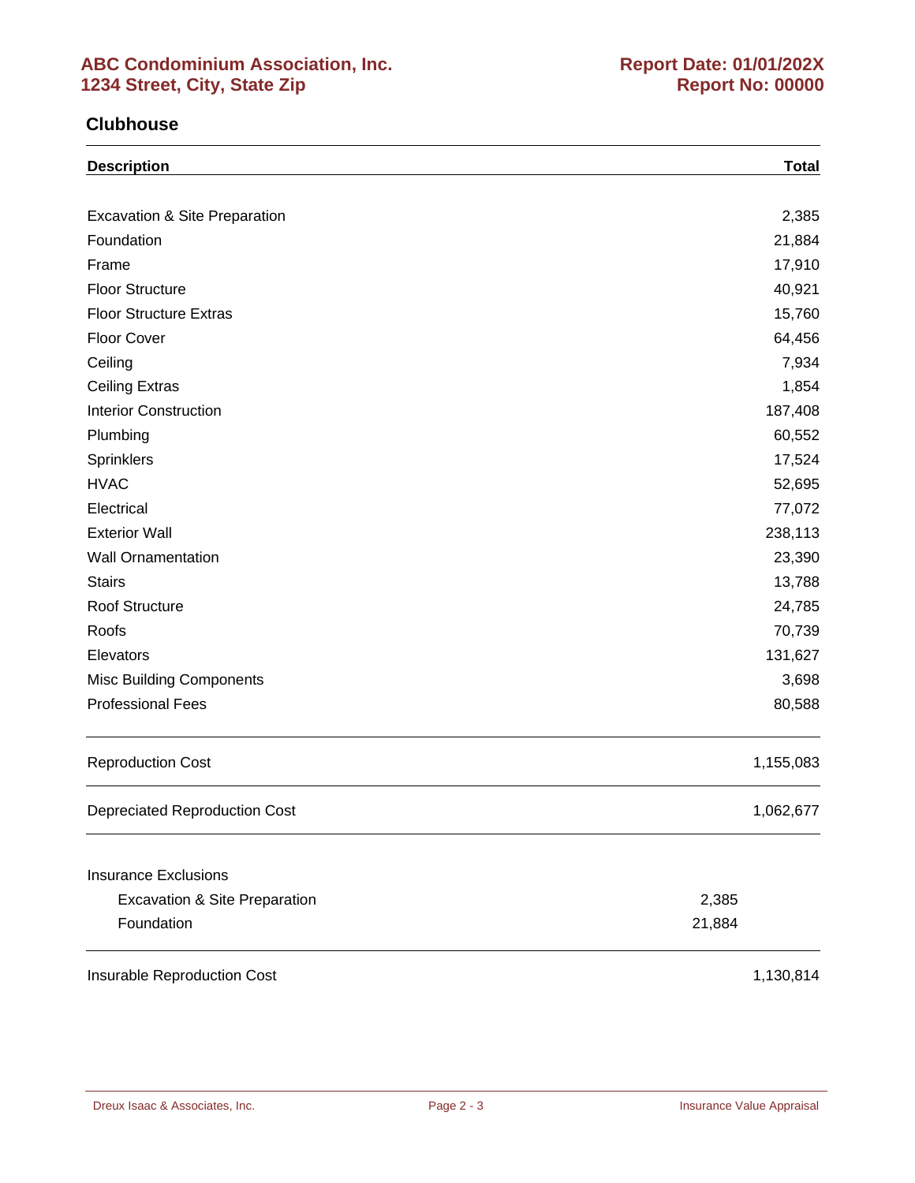## Clubhouse

| Description | | Total |
|---|---|---|
| Excavation & Site Preparation | | 2,385 |
| Foundation | | 21,884 |
| Frame | | 17,910 |
| Floor Structure | | 40,921 |
| Floor Structure Extras | | 15,760 |
| Floor Cover | | 64,456 |
| Ceiling | | 7,934 |
| Ceiling Extras | | 1,854 |
| Interior Construction | | 187,408 |
| Plumbing | | 60,552 |
| Sprinklers | | 17,524 |
| HVAC | | 52,695 |
| Electrical | | 77,072 |
| Exterior Wall | | 238,113 |
| Wall Ornamentation | | 23,390 |
| Stairs | | 13,788 |
| Roof Structure | | 24,785 |
| Roofs | | 70,739 |
| Elevators | | 131,627 |
| Misc Building Components | | 3,698 |
| Professional Fees | | 80,588 |
| Reproduction Cost | | 1,155,083 |
| Depreciated Reproduction Cost | | 1,062,677 |
| Insurance Exclusions | | |
| Excavation & Site Preparation | 2,385 | |
| Foundation | 21,884 | |
| Insurable Reproduction Cost | | 1,130,814 |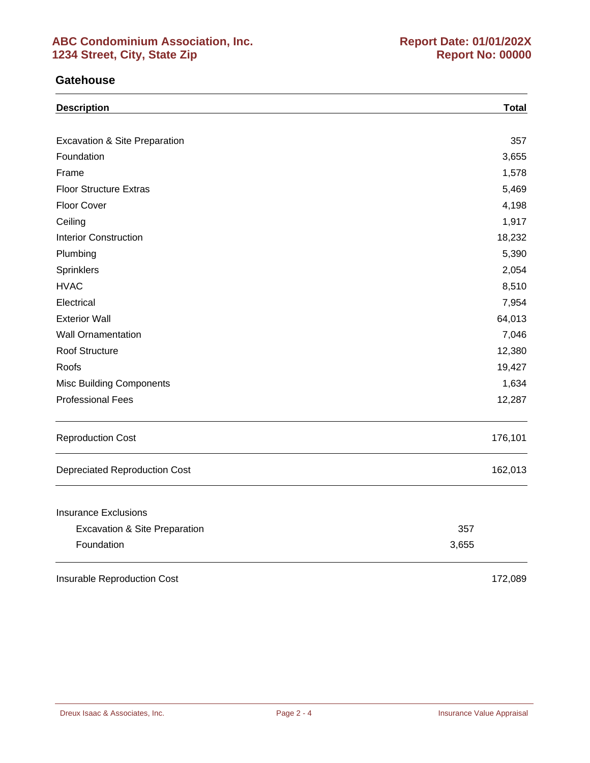## Gatehouse

| Description | | Total |
|---|---|---|
| Excavation & Site Preparation | | 357 |
| Foundation | | 3,655 |
| Frame | | 1,578 |
| Floor Structure Extras | | 5,469 |
| Floor Cover | | 4,198 |
| Ceiling | | 1,917 |
| Interior Construction | | 18,232 |
| Plumbing | | 5,390 |
| Sprinklers | | 2,054 |
| HVAC | | 8,510 |
| Electrical | | 7,954 |
| Exterior Wall | | 64,013 |
| Wall Ornamentation | | 7,046 |
| Roof Structure | | 12,380 |
| Roofs | | 19,427 |
| Misc Building Components | | 1,634 |
| Professional Fees | | 12,287 |
| Reproduction Cost | | 176,101 |
| Depreciated Reproduction Cost | | 162,013 |
| Insurance Exclusions | | |
| Excavation & Site Preparation | 357 | |
| Foundation | 3,655 | |
| Insurable Reproduction Cost | | 172,089 |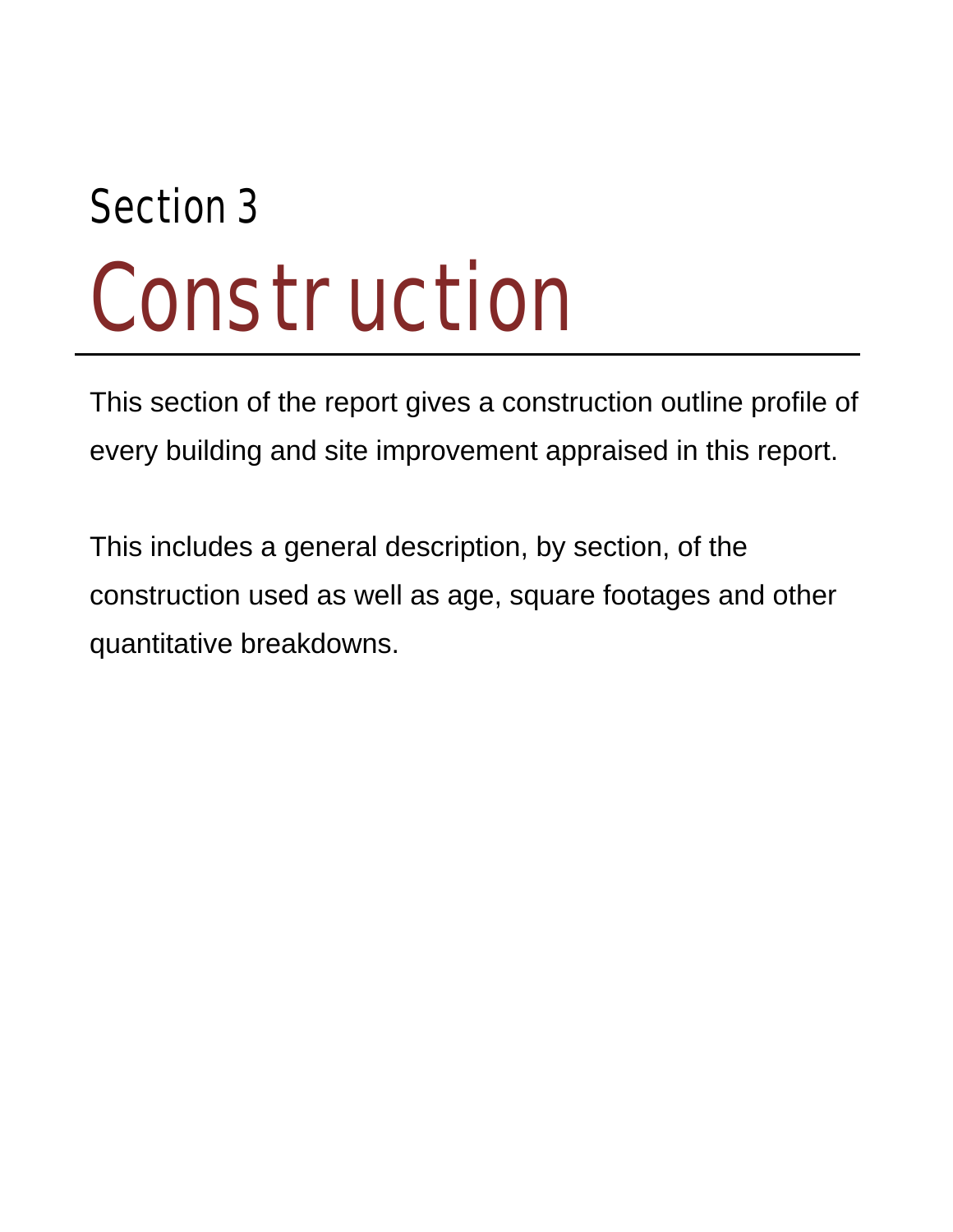Section 3

# Construction

This section of the report gives a construction outline profile of every building and site improvement appraised in this report.

This includes a general description, by section, of the construction used as well as age, square footages and other quantitative breakdowns.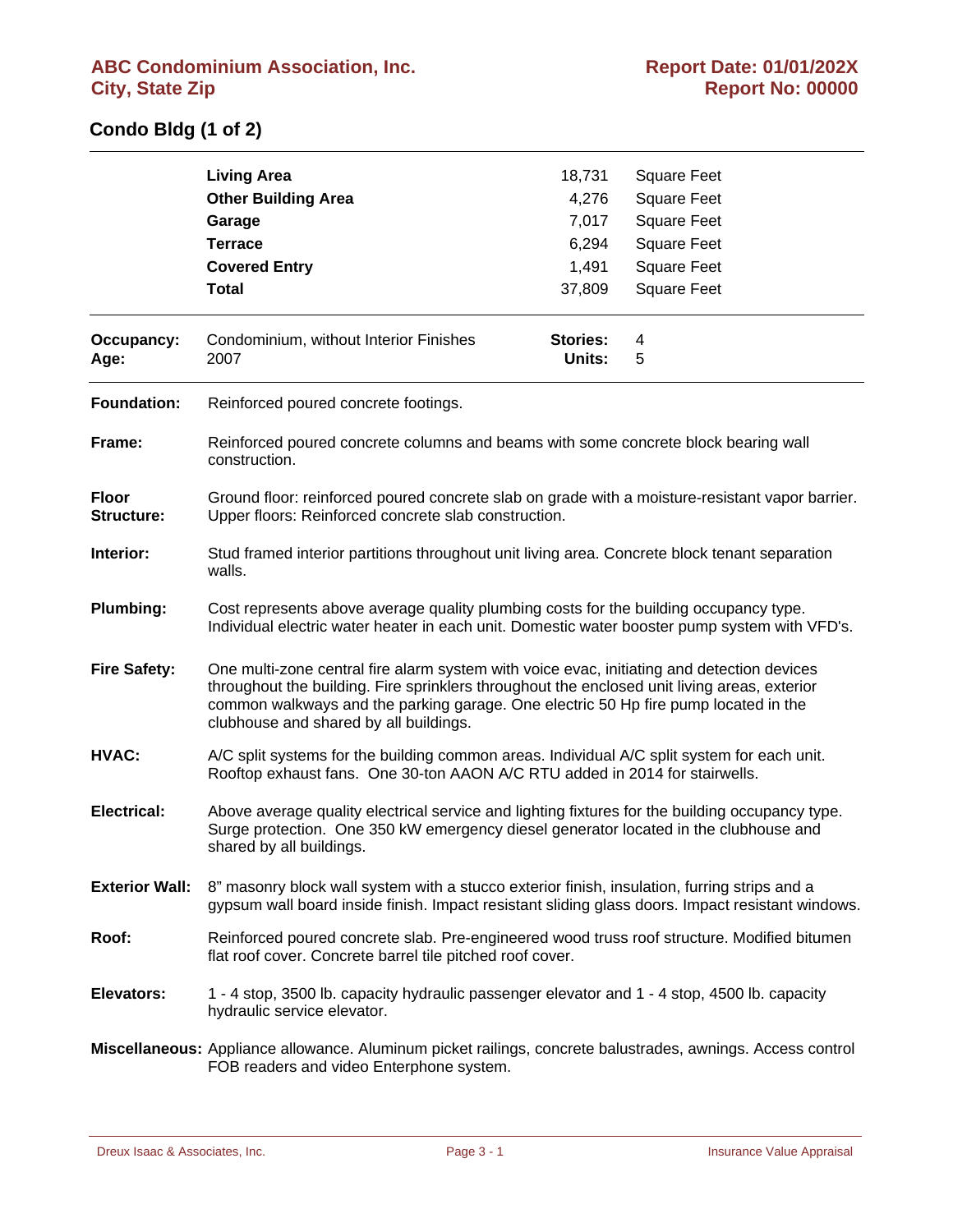## Condo Bldg (1 of 2)

| | | | |
|---|---|---|---|
| | **Living Area** | 18,731 | Square Feet |
| | **Other Building Area** | 4,276 | Square Feet |
| | **Garage** | 7,017 | Square Feet |
| | **Terrace** | 6,294 | Square Feet |
| | **Covered Entry** | 1,491 | Square Feet |
| | **Total** | 37,809 | Square Feet |

| | | | |
|---|---|---|---|
| **Occupancy:** | Condominium, without Interior Finishes | **Stories:** | 4 |
| **Age:** | 2007 | **Units:** | 5 |

**Foundation:** Reinforced poured concrete footings.

**Frame:** Reinforced poured concrete columns and beams with some concrete block bearing wall construction.

**Floor Structure:** Ground floor: reinforced poured concrete slab on grade with a moisture-resistant vapor barrier. Upper floors: Reinforced concrete slab construction.

**Interior:** Stud framed interior partitions throughout unit living area. Concrete block tenant separation walls.

**Plumbing:** Cost represents above average quality plumbing costs for the building occupancy type. Individual electric water heater in each unit. Domestic water booster pump system with VFD's.

**Fire Safety:** One multi-zone central fire alarm system with voice evac, initiating and detection devices throughout the building. Fire sprinklers throughout the enclosed unit living areas, exterior common walkways and the parking garage. One electric 50 Hp fire pump located in the clubhouse and shared by all buildings.

**HVAC:** A/C split systems for the building common areas. Individual A/C split system for each unit. Rooftop exhaust fans. One 30-ton AAON A/C RTU added in 2014 for stairwells.

**Electrical:** Above average quality electrical service and lighting fixtures for the building occupancy type. Surge protection. One 350 kW emergency diesel generator located in the clubhouse and shared by all buildings.

**Exterior Wall:** 8" masonry block wall system with a stucco exterior finish, insulation, furring strips and a gypsum wall board inside finish. Impact resistant sliding glass doors. Impact resistant windows.

**Roof:** Reinforced poured concrete slab. Pre-engineered wood truss roof structure. Modified bitumen flat roof cover. Concrete barrel tile pitched roof cover.

**Elevators:** 1 - 4 stop, 3500 lb. capacity hydraulic passenger elevator and 1 - 4 stop, 4500 lb. capacity hydraulic service elevator.

**Miscellaneous:** Appliance allowance. Aluminum picket railings, concrete balustrades, awnings. Access control FOB readers and video Enterphone system.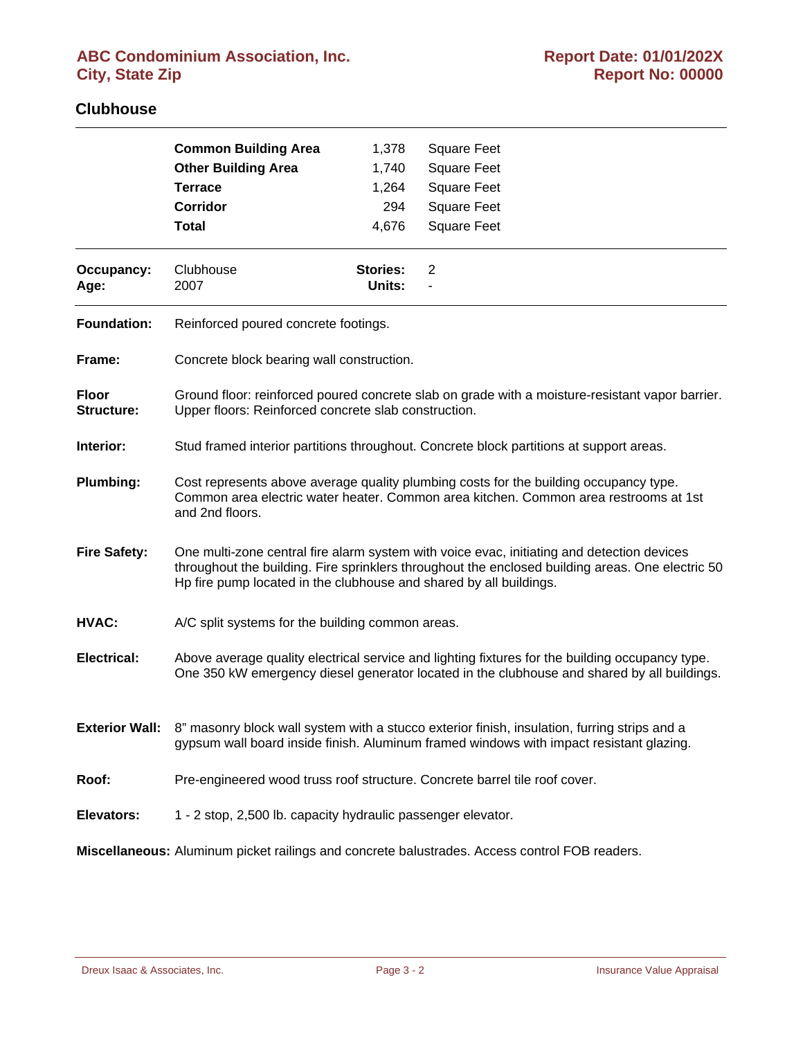## Clubhouse

| | | | |
|---|---|---|---|
| | **Common Building Area** | 1,378 | Square Feet |
| | **Other Building Area** | 1,740 | Square Feet |
| | **Terrace** | 1,264 | Square Feet |
| | **Corridor** | 294 | Square Feet |
| | **Total** | 4,676 | Square Feet |

| | | | |
|---|---|---|---|
| **Occupancy:** | Clubhouse | **Stories:** | 2 |
| **Age:** | 2007 | **Units:** | - |

**Foundation:** Reinforced poured concrete footings.

**Frame:** Concrete block bearing wall construction.

**Floor Structure:** Ground floor: reinforced poured concrete slab on grade with a moisture-resistant vapor barrier. Upper floors: Reinforced concrete slab construction.

**Interior:** Stud framed interior partitions throughout. Concrete block partitions at support areas.

**Plumbing:** Cost represents above average quality plumbing costs for the building occupancy type. Common area electric water heater. Common area kitchen. Common area restrooms at 1st and 2nd floors.

**Fire Safety:** One multi-zone central fire alarm system with voice evac, initiating and detection devices throughout the building. Fire sprinklers throughout the enclosed building areas. One electric 50 Hp fire pump located in the clubhouse and shared by all buildings.

**HVAC:** A/C split systems for the building common areas.

**Electrical:** Above average quality electrical service and lighting fixtures for the building occupancy type. One 350 kW emergency diesel generator located in the clubhouse and shared by all buildings.

**Exterior Wall:** 8” masonry block wall system with a stucco exterior finish, insulation, furring strips and a gypsum wall board inside finish. Aluminum framed windows with impact resistant glazing.

**Roof:** Pre-engineered wood truss roof structure. Concrete barrel tile roof cover.

**Elevators:** 1 - 2 stop, 2,500 lb. capacity hydraulic passenger elevator.

**Miscellaneous:** Aluminum picket railings and concrete balustrades. Access control FOB readers.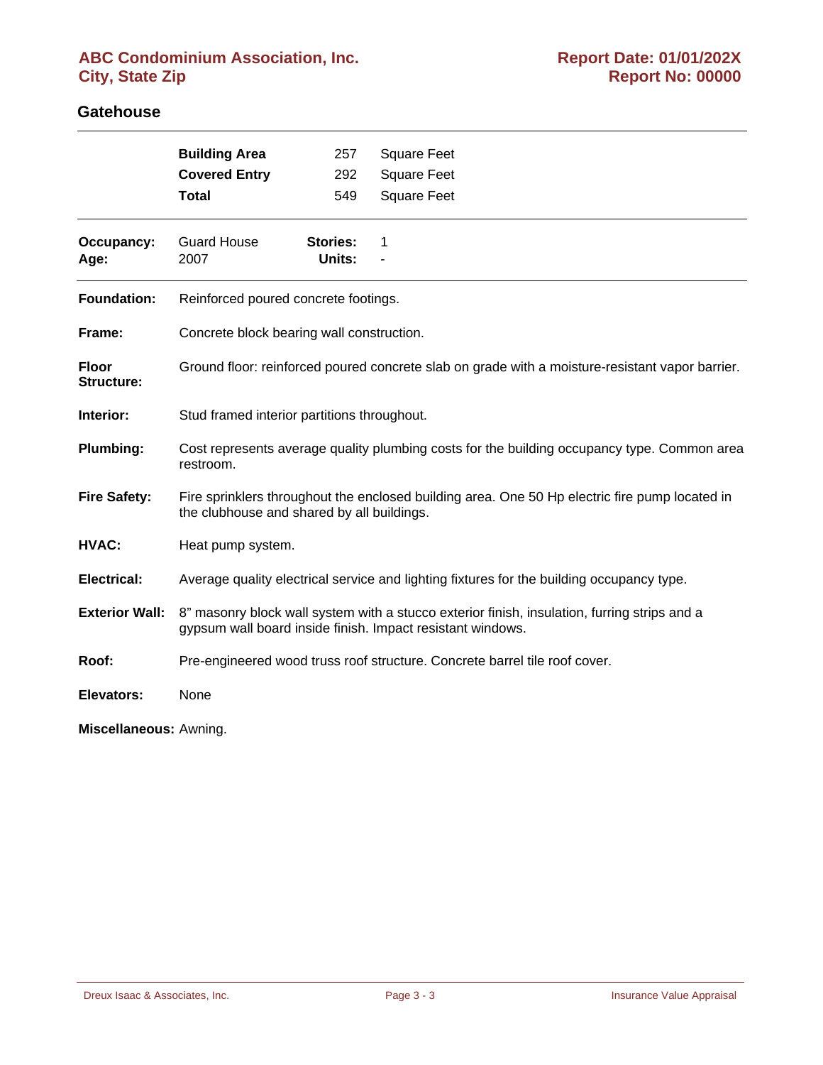## Gatehouse

| | | | |
|---|---|---|---|
| | **Building Area** | 257 | Square Feet |
| | **Covered Entry** | 292 | Square Feet |
| | **Total** | 549 | Square Feet |

| | | | |
|---|---|---|---|
| **Occupancy:** | Guard House | **Stories:** | 1 |
| **Age:** | 2007 | **Units:** | - |

**Foundation:** Reinforced poured concrete footings.

**Frame:** Concrete block bearing wall construction.

**Floor Structure:** Ground floor: reinforced poured concrete slab on grade with a moisture-resistant vapor barrier.

**Interior:** Stud framed interior partitions throughout.

**Plumbing:** Cost represents average quality plumbing costs for the building occupancy type. Common area restroom.

**Fire Safety:** Fire sprinklers throughout the enclosed building area. One 50 Hp electric fire pump located in the clubhouse and shared by all buildings.

**HVAC:** Heat pump system.

**Electrical:** Average quality electrical service and lighting fixtures for the building occupancy type.

**Exterior Wall:** 8” masonry block wall system with a stucco exterior finish, insulation, furring strips and a gypsum wall board inside finish. Impact resistant windows.

**Roof:** Pre-engineered wood truss roof structure. Concrete barrel tile roof cover.

**Elevators:** None

**Miscellaneous:** Awning.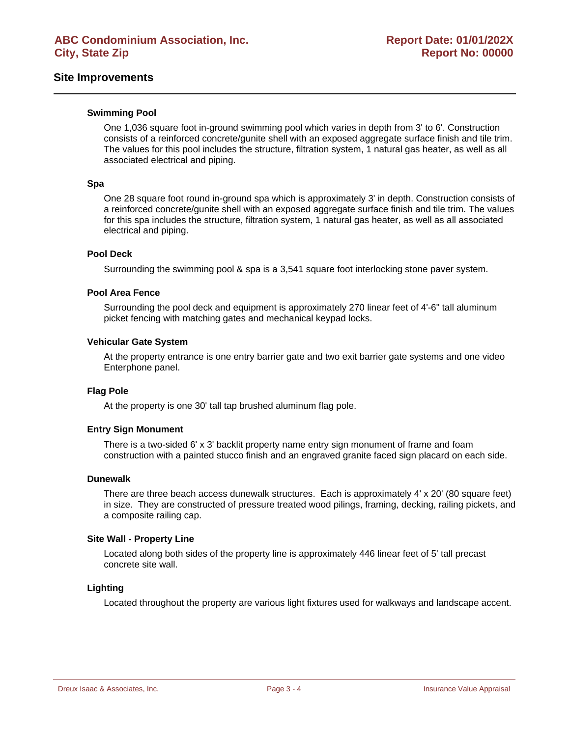## Site Improvements

### Swimming Pool

One 1,036 square foot in-ground swimming pool which varies in depth from 3' to 6'. Construction consists of a reinforced concrete/gunite shell with an exposed aggregate surface finish and tile trim. The values for this pool includes the structure, filtration system, 1 natural gas heater, as well as all associated electrical and piping.

### Spa

One 28 square foot round in-ground spa which is approximately 3' in depth. Construction consists of a reinforced concrete/gunite shell with an exposed aggregate surface finish and tile trim. The values for this spa includes the structure, filtration system, 1 natural gas heater, as well as all associated electrical and piping.

### Pool Deck

Surrounding the swimming pool & spa is a 3,541 square foot interlocking stone paver system.

### Pool Area Fence

Surrounding the pool deck and equipment is approximately 270 linear feet of 4'-6" tall aluminum picket fencing with matching gates and mechanical keypad locks.

### Vehicular Gate System

At the property entrance is one entry barrier gate and two exit barrier gate systems and one video Enterphone panel.

### Flag Pole

At the property is one 30' tall tap brushed aluminum flag pole.

### Entry Sign Monument

There is a two-sided 6' x 3' backlit property name entry sign monument of frame and foam construction with a painted stucco finish and an engraved granite faced sign placard on each side.

### Dunewalk

There are three beach access dunewalk structures. Each is approximately 4' x 20' (80 square feet) in size. They are constructed of pressure treated wood pilings, framing, decking, railing pickets, and a composite railing cap.

### Site Wall - Property Line

Located along both sides of the property line is approximately 446 linear feet of 5' tall precast concrete site wall.

### Lighting

Located throughout the property are various light fixtures used for walkways and landscape accent.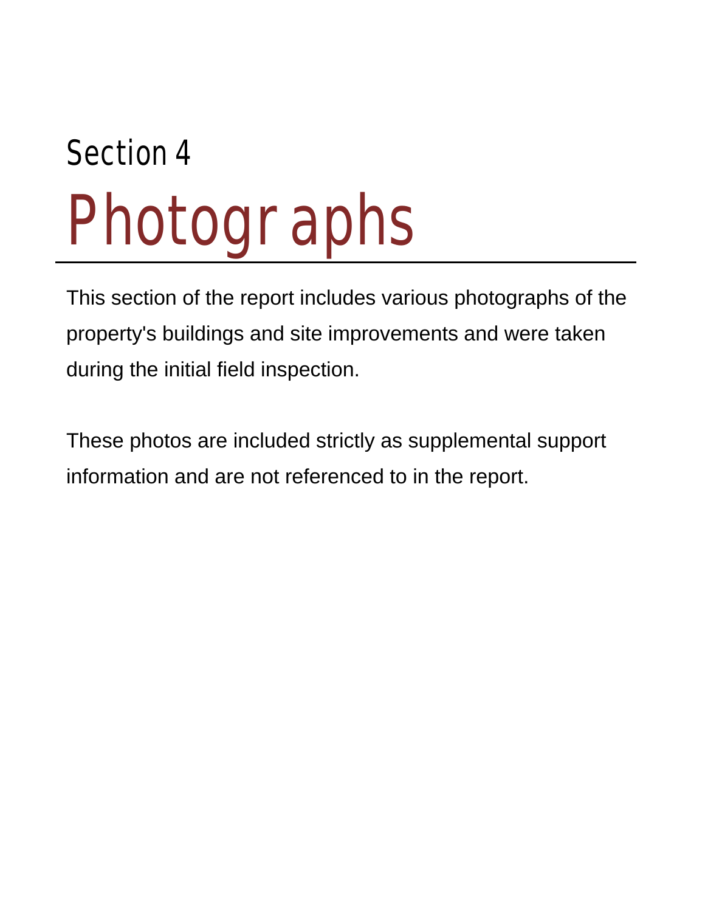Section 4

# Photographs

This section of the report includes various photographs of the property's buildings and site improvements and were taken during the initial field inspection.

These photos are included strictly as supplemental support information and are not referenced to in the report.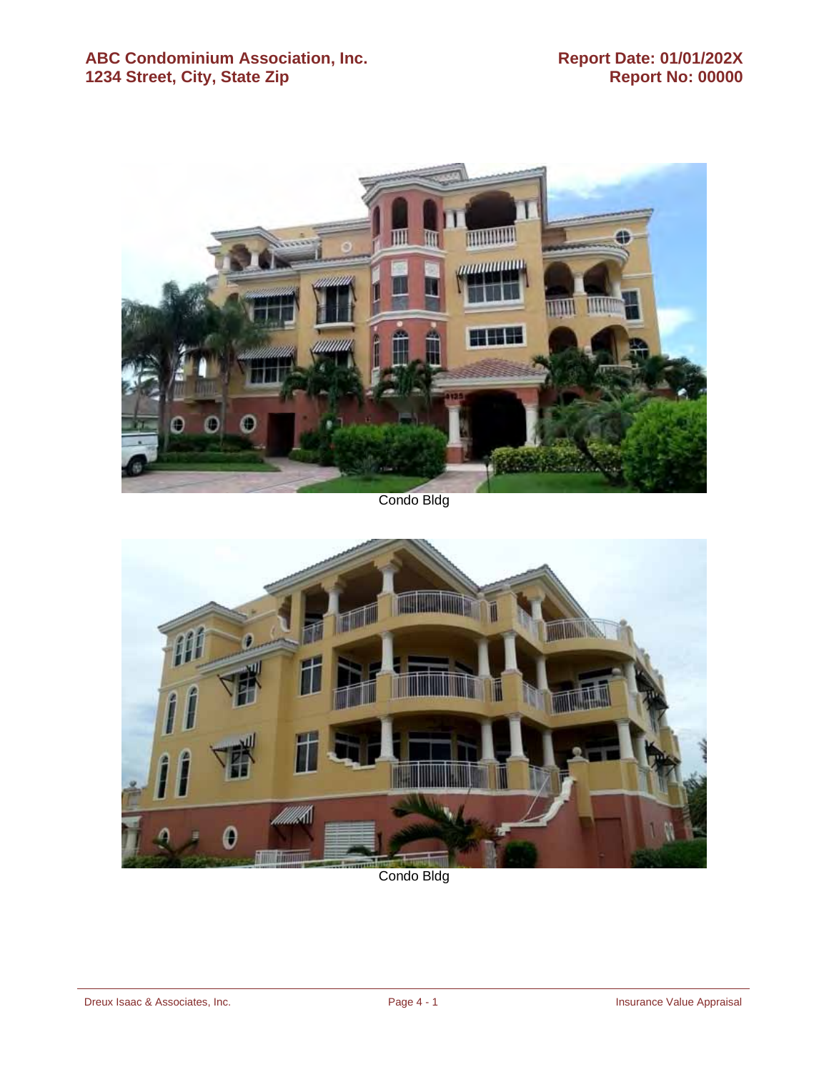Condo Bldg

Condo Bldg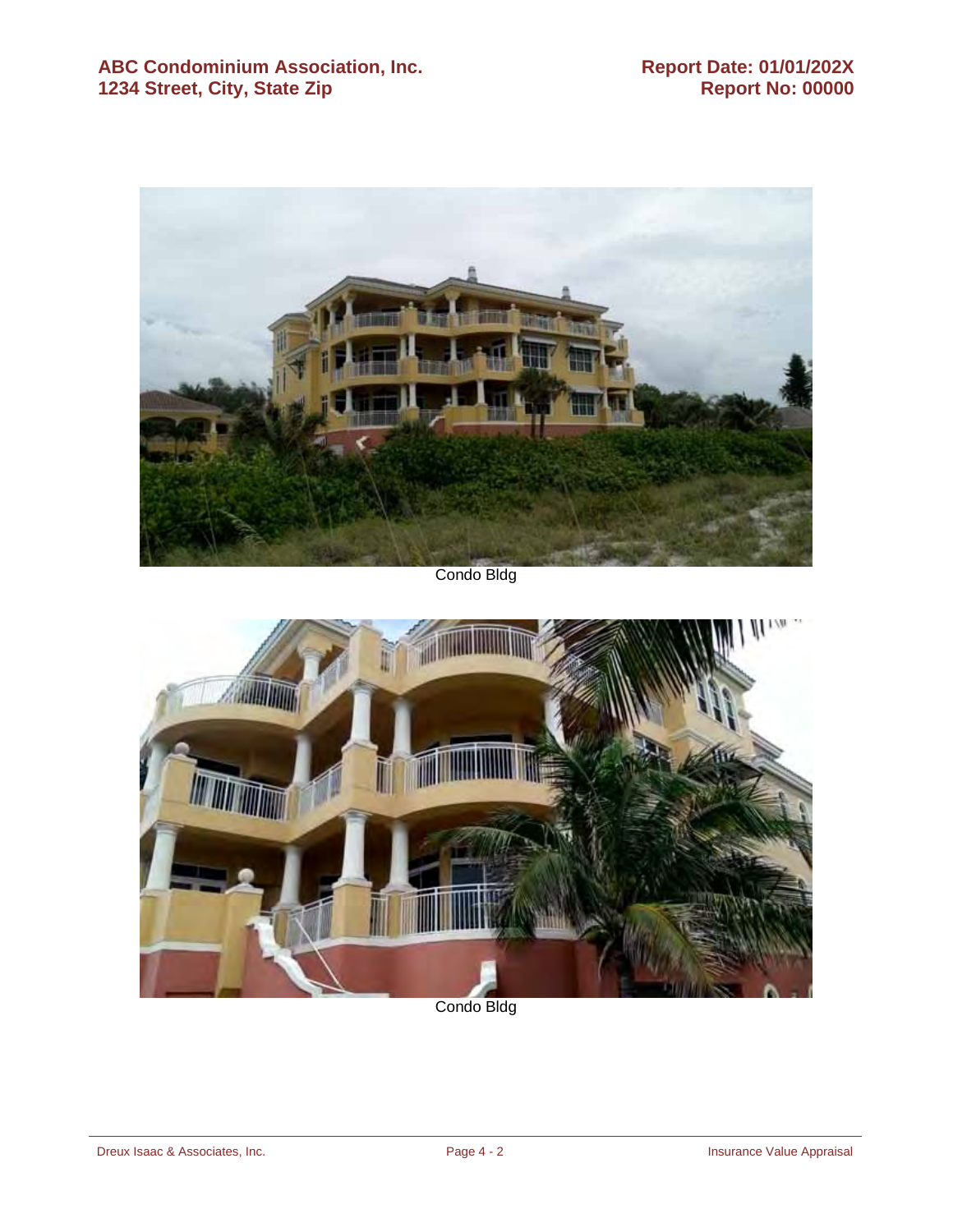Condo Bldg

Condo Bldg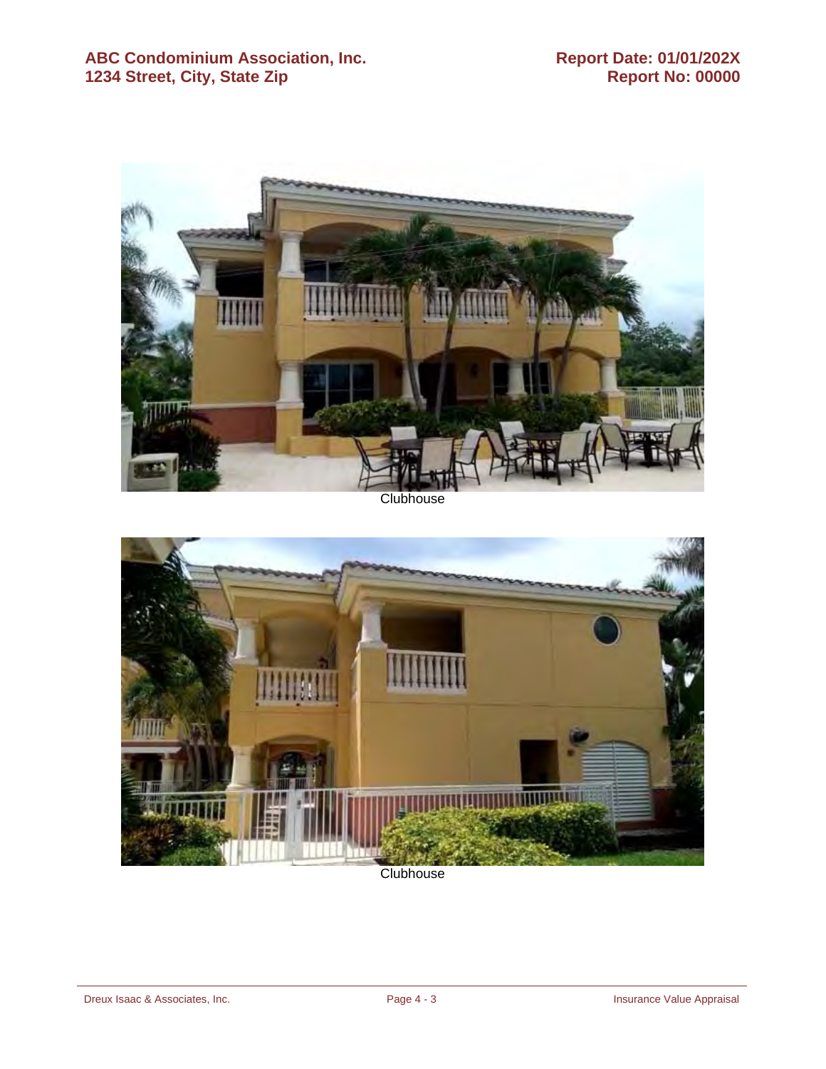Clubhouse

Clubhouse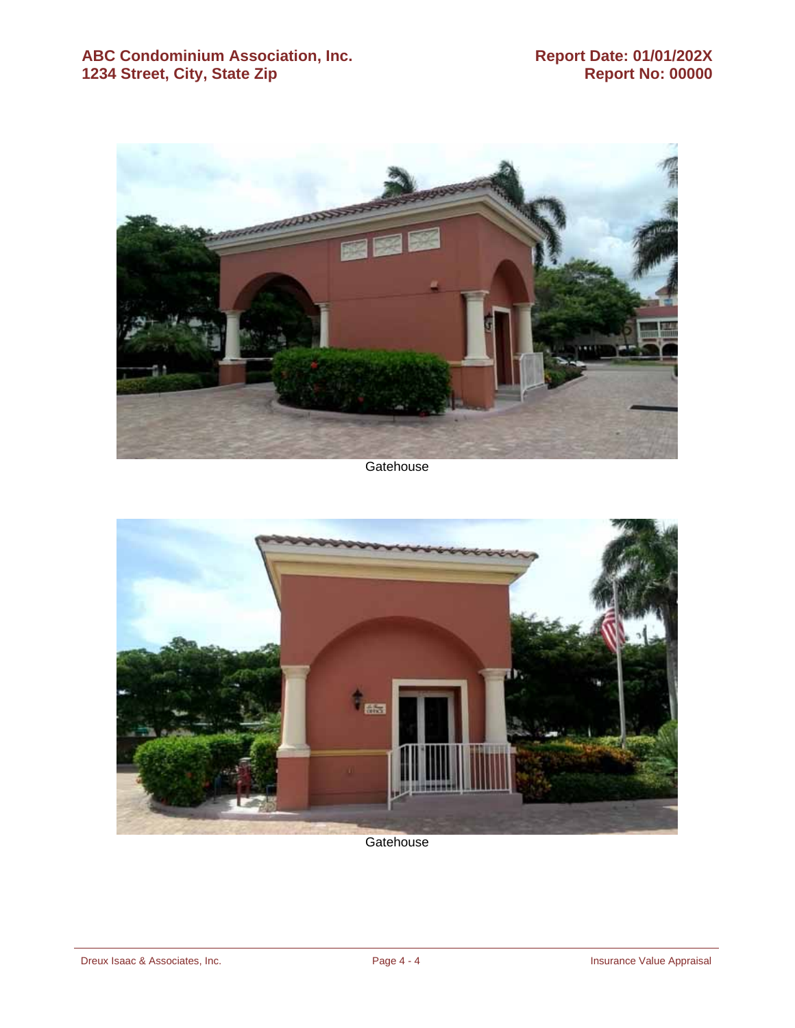Gatehouse

Gatehouse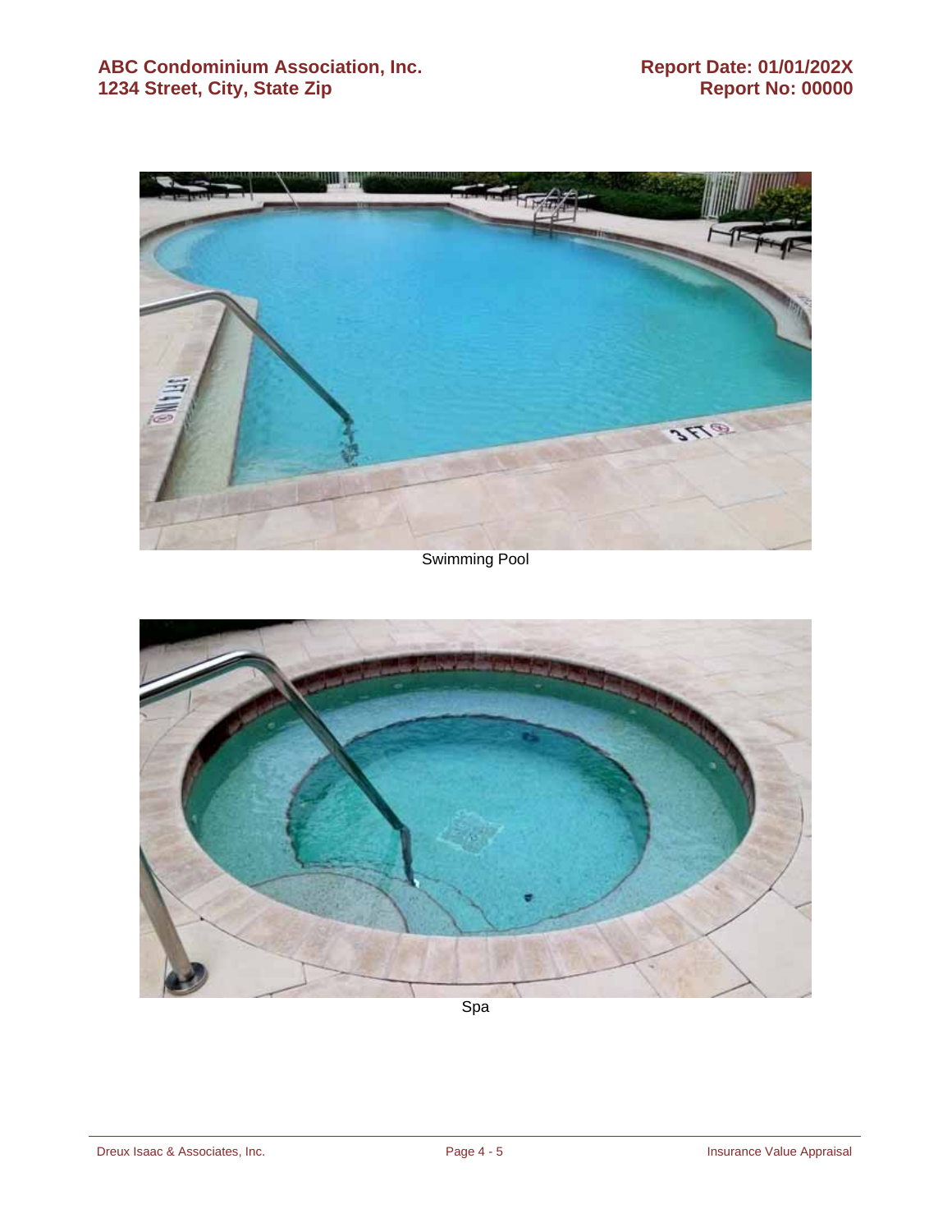Swimming Pool

Spa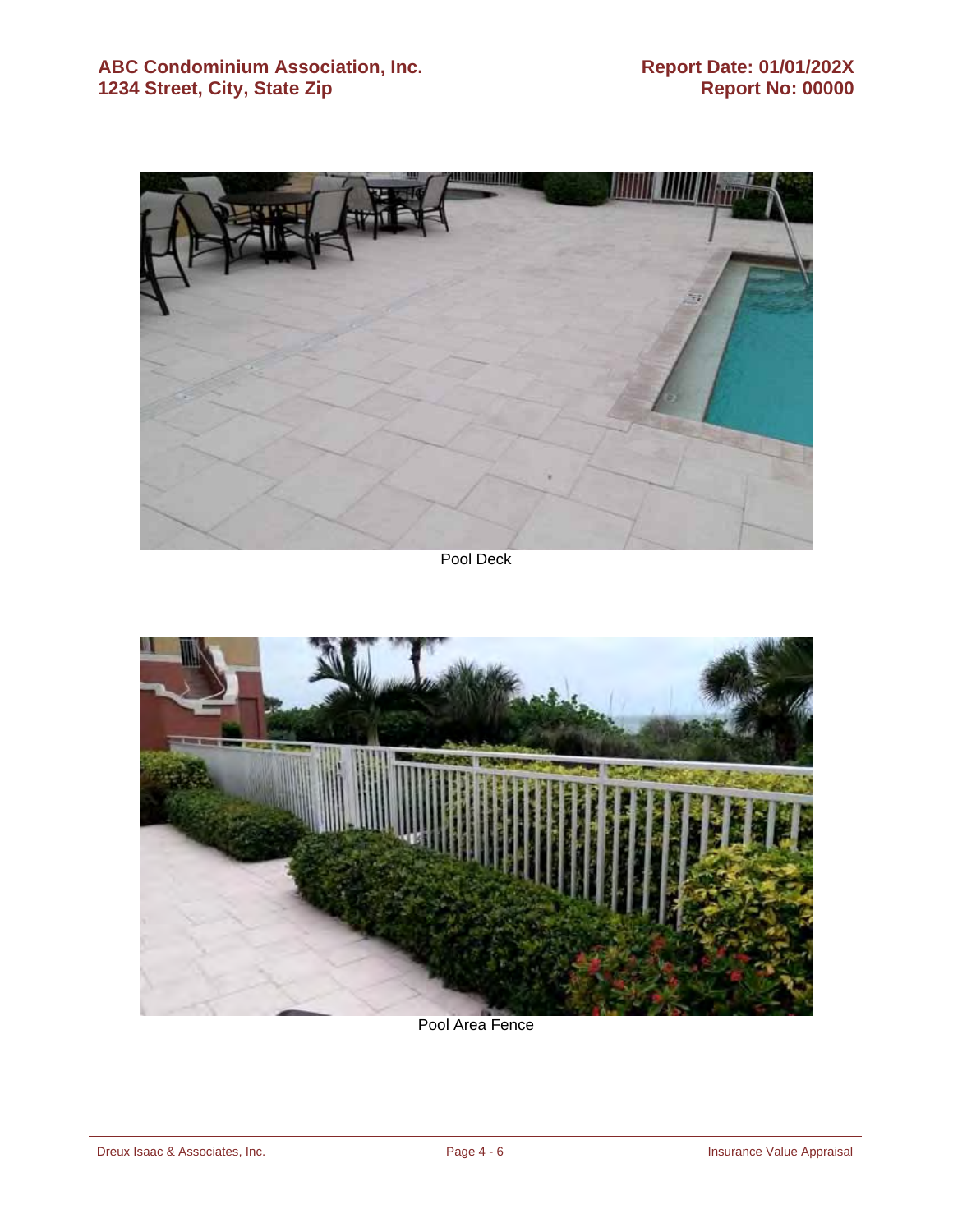Pool Deck

Pool Area Fence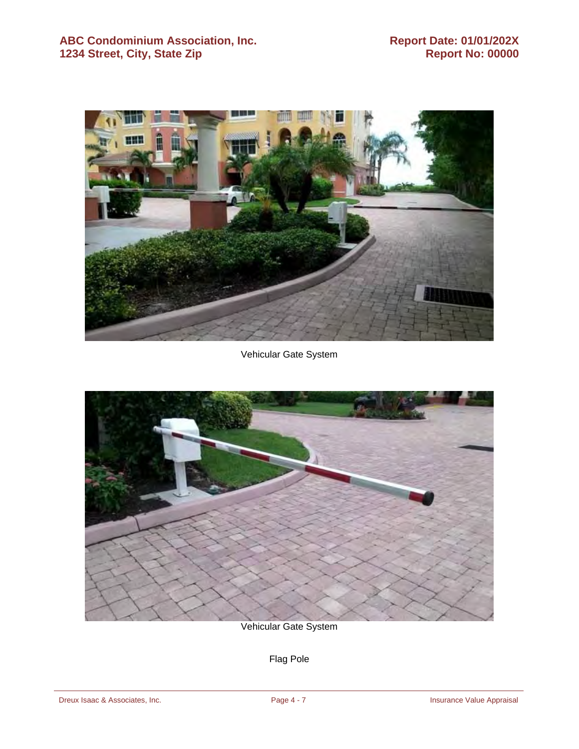Vehicular Gate System

Vehicular Gate System

Flag Pole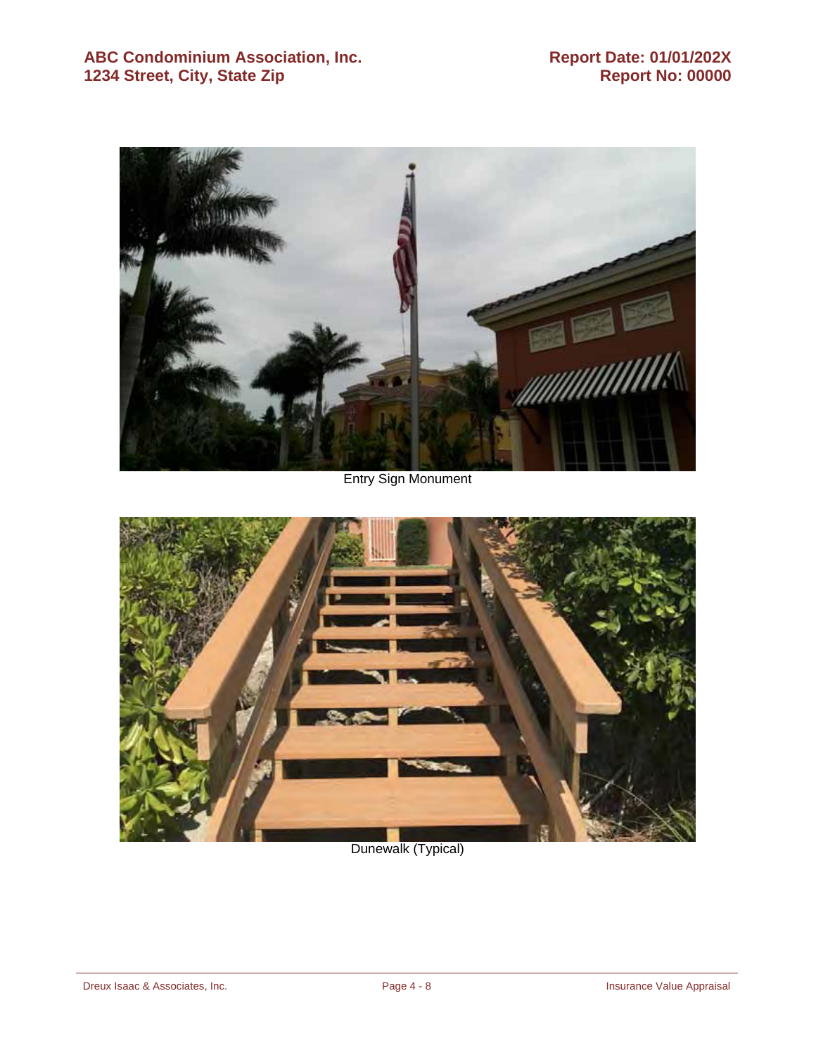Entry Sign Monument

Dunewalk (Typical)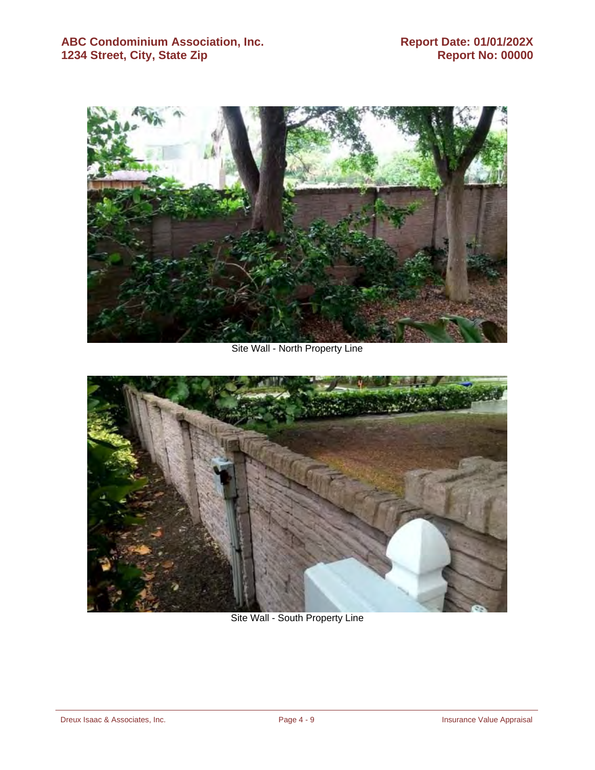Site Wall - North Property Line

Site Wall - South Property Line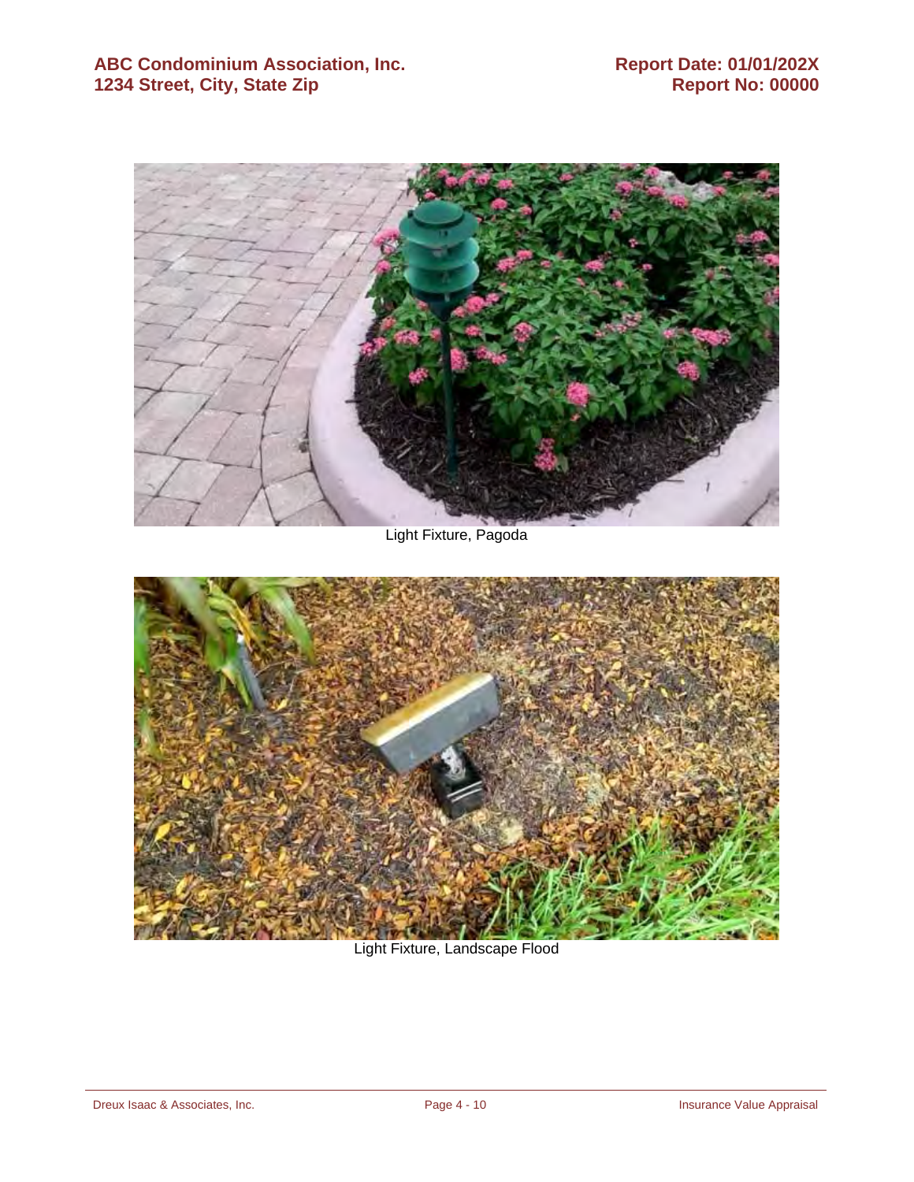Light Fixture, Pagoda

Light Fixture, Landscape Flood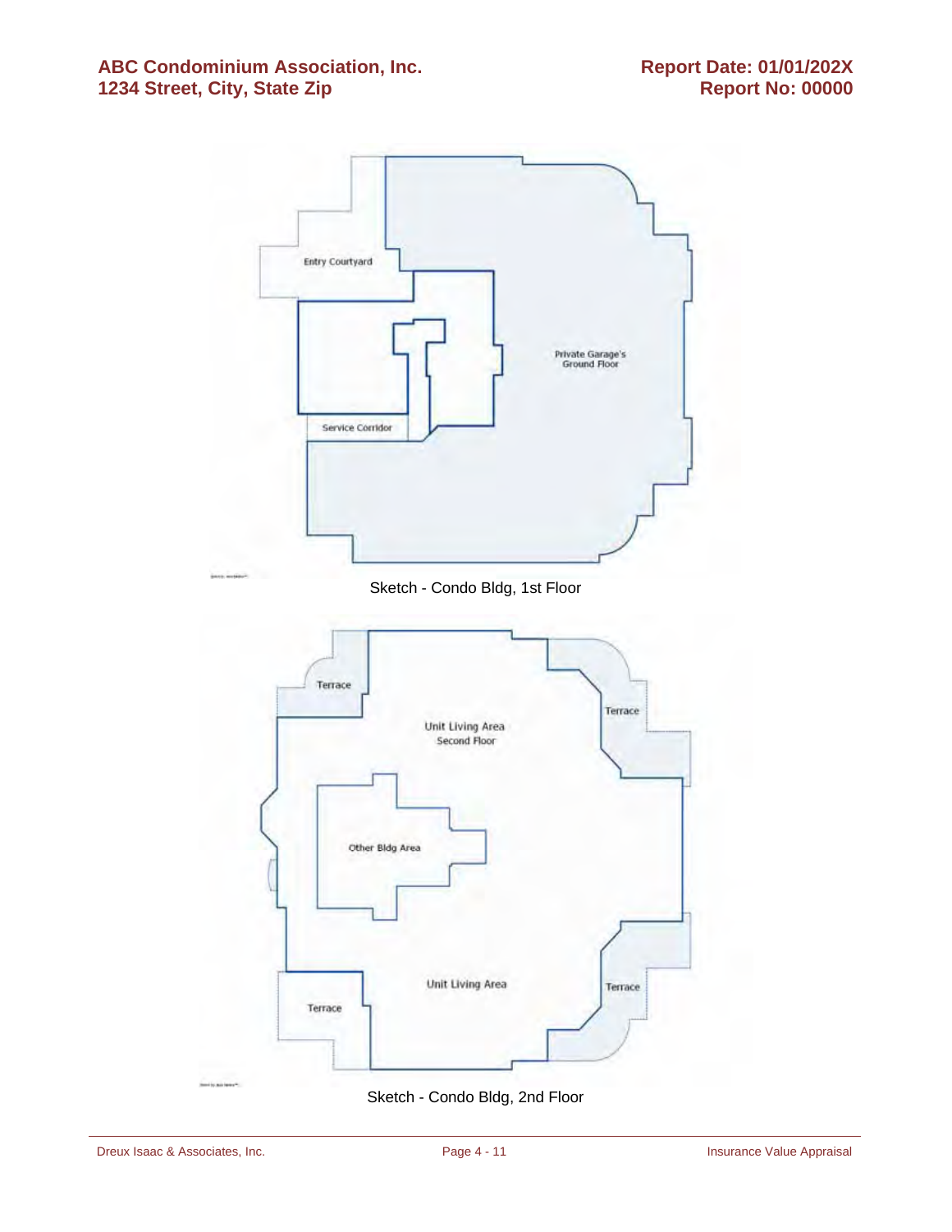Entry Courtyard

Private Garage's Ground Floor

Service Corridor

Sketch - Condo Bldg, 1st Floor

Terrace

Terrace

Unit Living Area Second Floor

Other Bldg Area

Unit Living Area

Terrace

Terrace

Sketch - Condo Bldg, 2nd Floor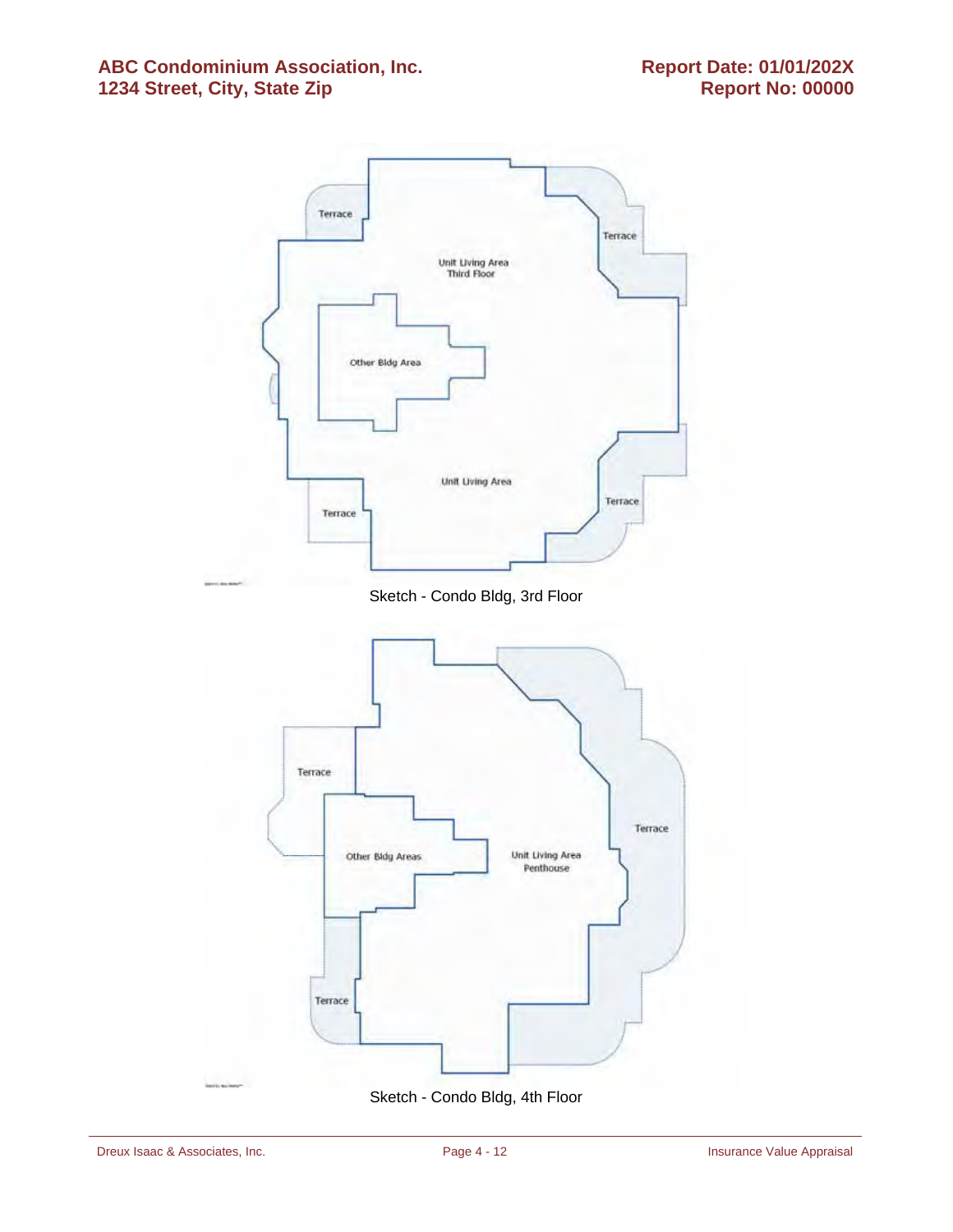Terrace

Terrace

Unit Living Area
Third Floor

Other Bldg Area

Unit Living Area

Terrace

Terrace

Sketch - Condo Bldg, 3rd Floor

Terrace

Terrace

Other Bldg Areas

Unit Living Area
Penthouse

Terrace

Sketch - Condo Bldg, 4th Floor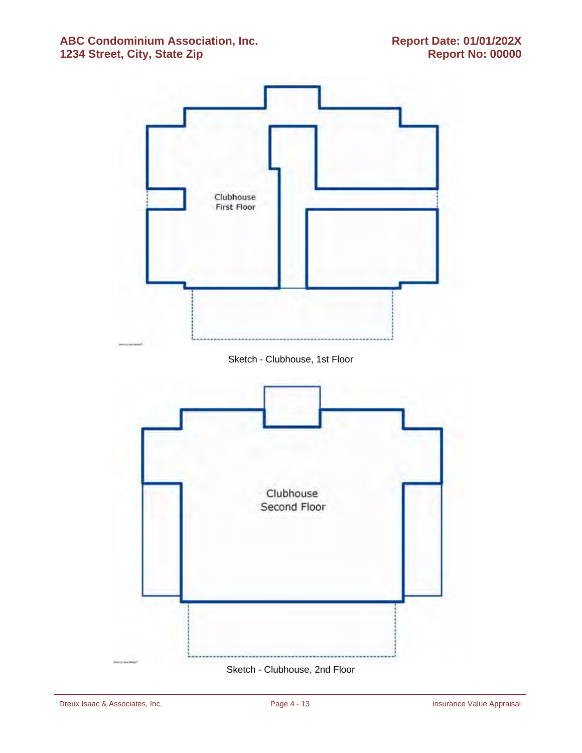Clubhouse
First Floor

Sketch - Clubhouse, 1st Floor

Clubhouse
Second Floor

Sketch - Clubhouse, 2nd Floor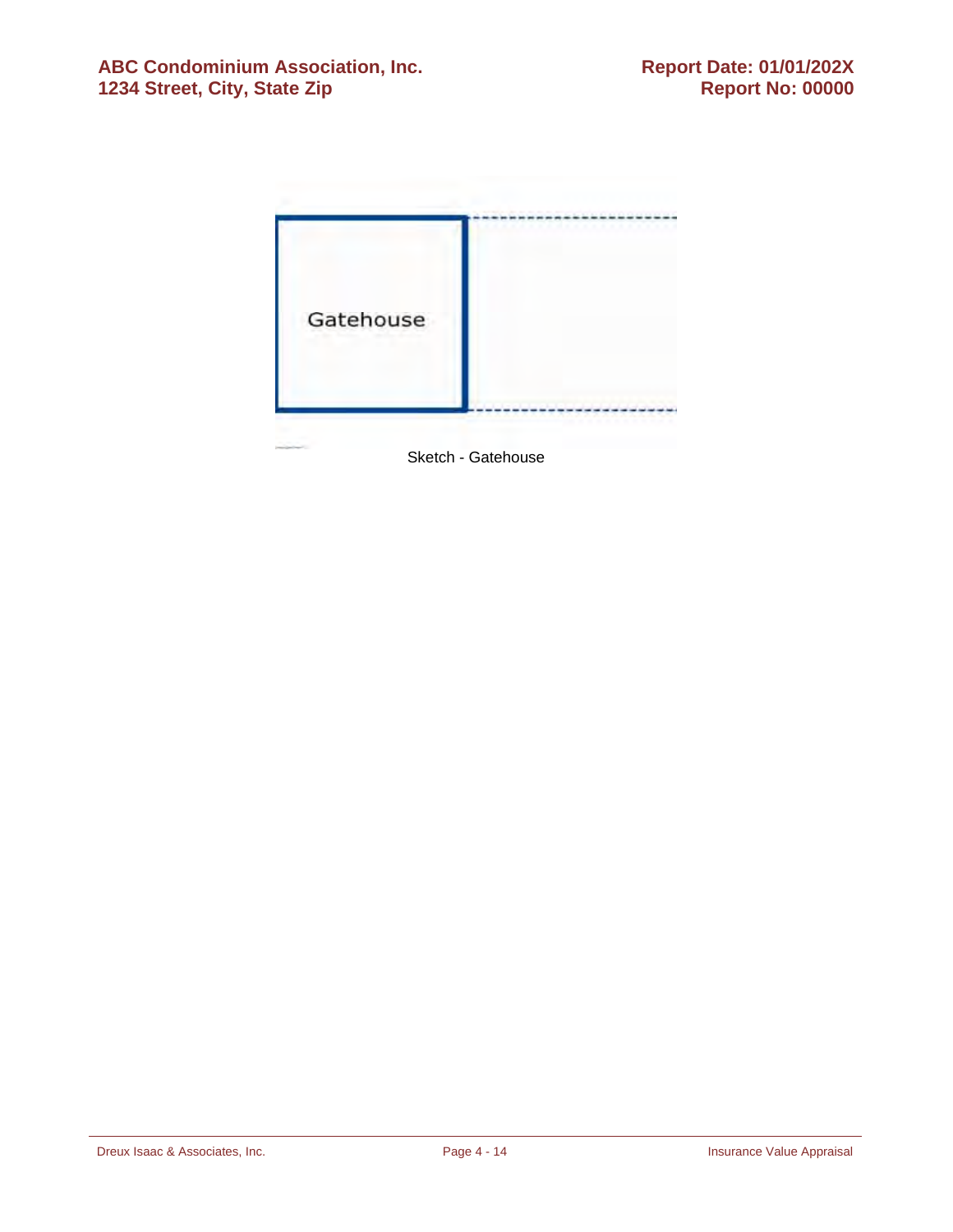Gatehouse

Sketch - Gatehouse